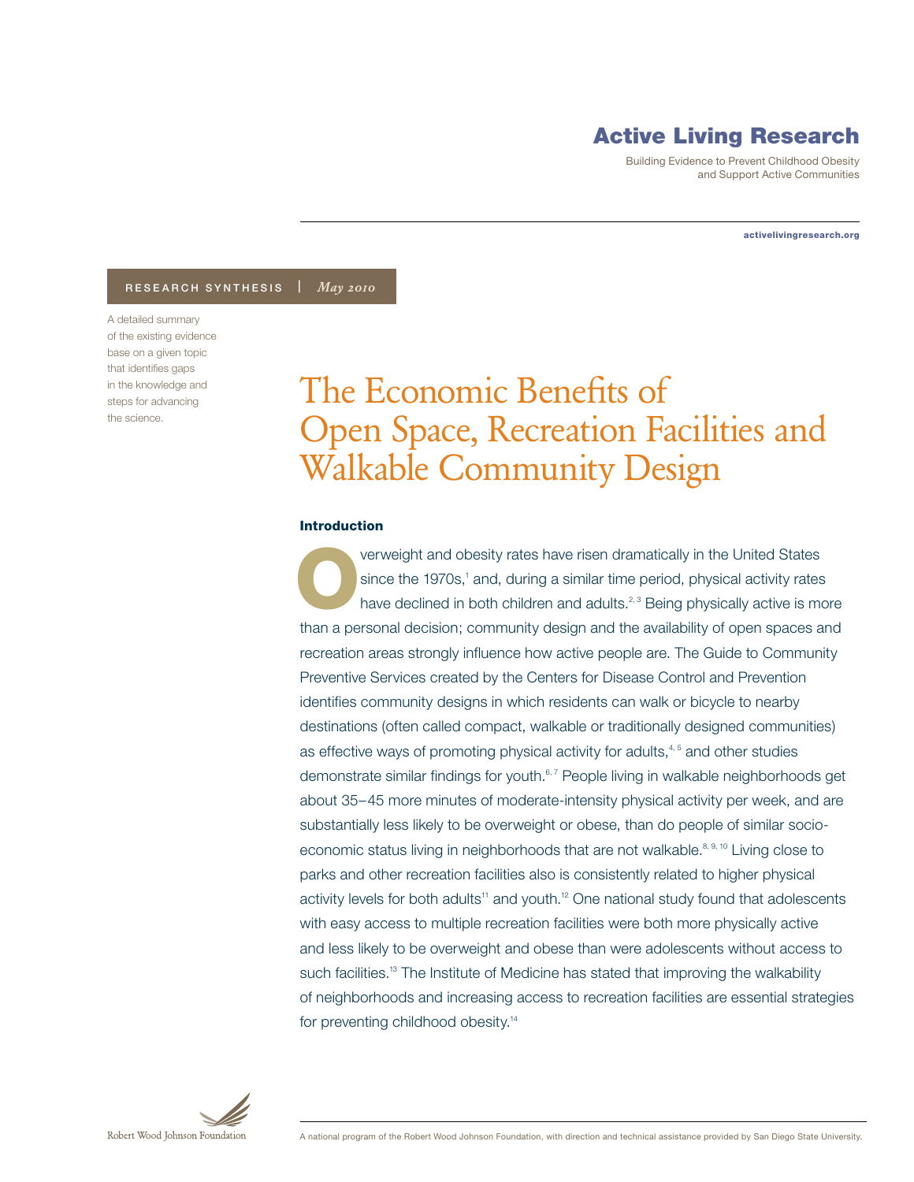# Active Living Research

Building Evidence to Prevent Childhood Obesity and Support Active Communities

activelivingresearch.org

RESEARCH SYNTHESIS | *May 2010*

A detailed summary of the existing evidence base on a given topic that identifies gaps in the knowledge and steps for advancing the science.

# The Economic Benefits of Open Space, Recreation Facilities and Walkable Community Design

## Introduction

Overweight and obesity rates have risen dramatically in the United States since the 1970s,[1] and, during a similar time period, physical activity rates have declined in both children and adults.[2, 3] Being physically active is more than a personal decision; community design and the availability of open spaces and recreation areas strongly influence how active people are. The Guide to Community Preventive Services created by the Centers for Disease Control and Prevention identifies community designs in which residents can walk or bicycle to nearby destinations (often called compact, walkable or traditionally designed communities) as effective ways of promoting physical activity for adults,[4, 5] and other studies demonstrate similar findings for youth.[6, 7] People living in walkable neighborhoods get about 35–45 more minutes of moderate-intensity physical activity per week, and are substantially less likely to be overweight or obese, than do people of similar socio-economic status living in neighborhoods that are not walkable.[8, 9, 10] Living close to parks and other recreation facilities also is consistently related to higher physical activity levels for both adults[11] and youth.[12] One national study found that adolescents with easy access to multiple recreation facilities were both more physically active and less likely to be overweight and obese than were adolescents without access to such facilities.[13] The Institute of Medicine has stated that improving the walkability of neighborhoods and increasing access to recreation facilities are essential strategies for preventing childhood obesity.[14]

Robert Wood Johnson Foundation

A national program of the Robert Wood Johnson Foundation, with direction and technical assistance provided by San Diego State University.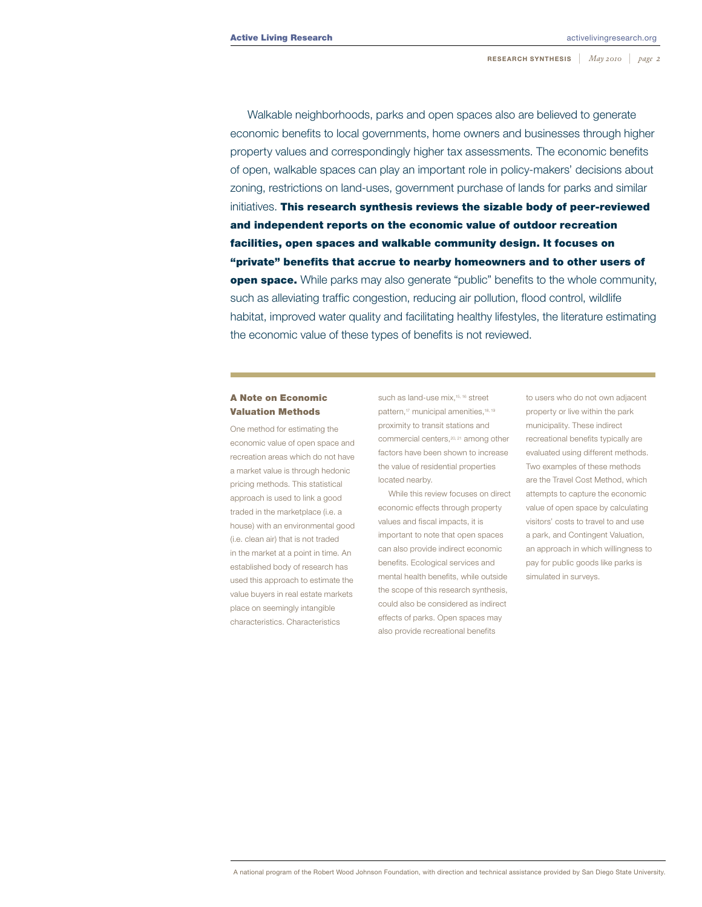Walkable neighborhoods, parks and open spaces also are believed to generate economic benefits to local governments, home owners and businesses through higher property values and correspondingly higher tax assessments. The economic benefits of open, walkable spaces can play an important role in policy-makers' decisions about zoning, restrictions on land-uses, government purchase of lands for parks and similar initiatives. **This research synthesis reviews the sizable body of peer-reviewed and independent reports on the economic value of outdoor recreation facilities, open spaces and walkable community design. It focuses on "private" benefits that accrue to nearby homeowners and to other users of open space.** While parks may also generate "public" benefits to the whole community, such as alleviating traffic congestion, reducing air pollution, flood control, wildlife habitat, improved water quality and facilitating healthy lifestyles, the literature estimating the economic value of these types of benefits is not reviewed.

### A Note on Economic Valuation Methods

One method for estimating the economic value of open space and recreation areas which do not have a market value is through hedonic pricing methods. This statistical approach is used to link a good traded in the marketplace (i.e. a house) with an environmental good (i.e. clean air) that is not traded in the market at a point in time. An established body of research has used this approach to estimate the value buyers in real estate markets place on seemingly intangible characteristics. Characteristics such as land-use mix,[15, 16] street pattern,[17] municipal amenities,[18, 19] proximity to transit stations and commercial centers,[20, 21] among other factors have been shown to increase the value of residential properties located nearby.

While this review focuses on direct economic effects through property values and fiscal impacts, it is important to note that open spaces can also provide indirect economic benefits. Ecological services and mental health benefits, while outside the scope of this research synthesis, could also be considered as indirect effects of parks. Open spaces may also provide recreational benefits to users who do not own adjacent property or live within the park municipality. These indirect recreational benefits typically are evaluated using different methods. Two examples of these methods are the Travel Cost Method, which attempts to capture the economic value of open space by calculating visitors' costs to travel to and use a park, and Contingent Valuation, an approach in which willingness to pay for public goods like parks is simulated in surveys.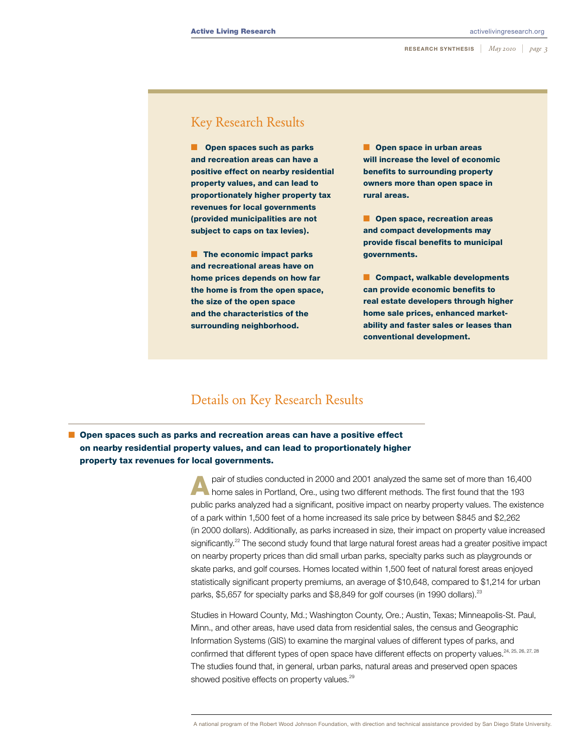## Key Research Results

- **Open spaces such as parks and recreation areas can have a positive effect on nearby residential property values, and can lead to proportionately higher property tax revenues for local governments (provided municipalities are not subject to caps on tax levies).**

- **The economic impact parks and recreational areas have on home prices depends on how far the home is from the open space, the size of the open space and the characteristics of the surrounding neighborhood.**

- **Open space in urban areas will increase the level of economic benefits to surrounding property owners more than open space in rural areas.**

- **Open space, recreation areas and compact developments may provide fiscal benefits to municipal governments.**

- **Compact, walkable developments can provide economic benefits to real estate developers through higher home sale prices, enhanced marketability and faster sales or leases than conventional development.**

## Details on Key Research Results

### Open spaces such as parks and recreation areas can have a positive effect on nearby residential property values, and can lead to proportionately higher property tax revenues for local governments.

A pair of studies conducted in 2000 and 2001 analyzed the same set of more than 16,400 home sales in Portland, Ore., using two different methods. The first found that the 193 public parks analyzed had a significant, positive impact on nearby property values. The existence of a park within 1,500 feet of a home increased its sale price by between $845 and $2,262 (in 2000 dollars). Additionally, as parks increased in size, their impact on property value increased significantly.[22] The second study found that large natural forest areas had a greater positive impact on nearby property prices than did small urban parks, specialty parks such as playgrounds or skate parks, and golf courses. Homes located within 1,500 feet of natural forest areas enjoyed statistically significant property premiums, an average of $10,648, compared to $1,214 for urban parks, $5,657 for specialty parks and $8,849 for golf courses (in 1990 dollars).[23]

Studies in Howard County, Md.; Washington County, Ore.; Austin, Texas; Minneapolis-St. Paul, Minn., and other areas, have used data from residential sales, the census and Geographic Information Systems (GIS) to examine the marginal values of different types of parks, and confirmed that different types of open space have different effects on property values.[24, 25, 26, 27, 28] The studies found that, in general, urban parks, natural areas and preserved open spaces showed positive effects on property values.[29]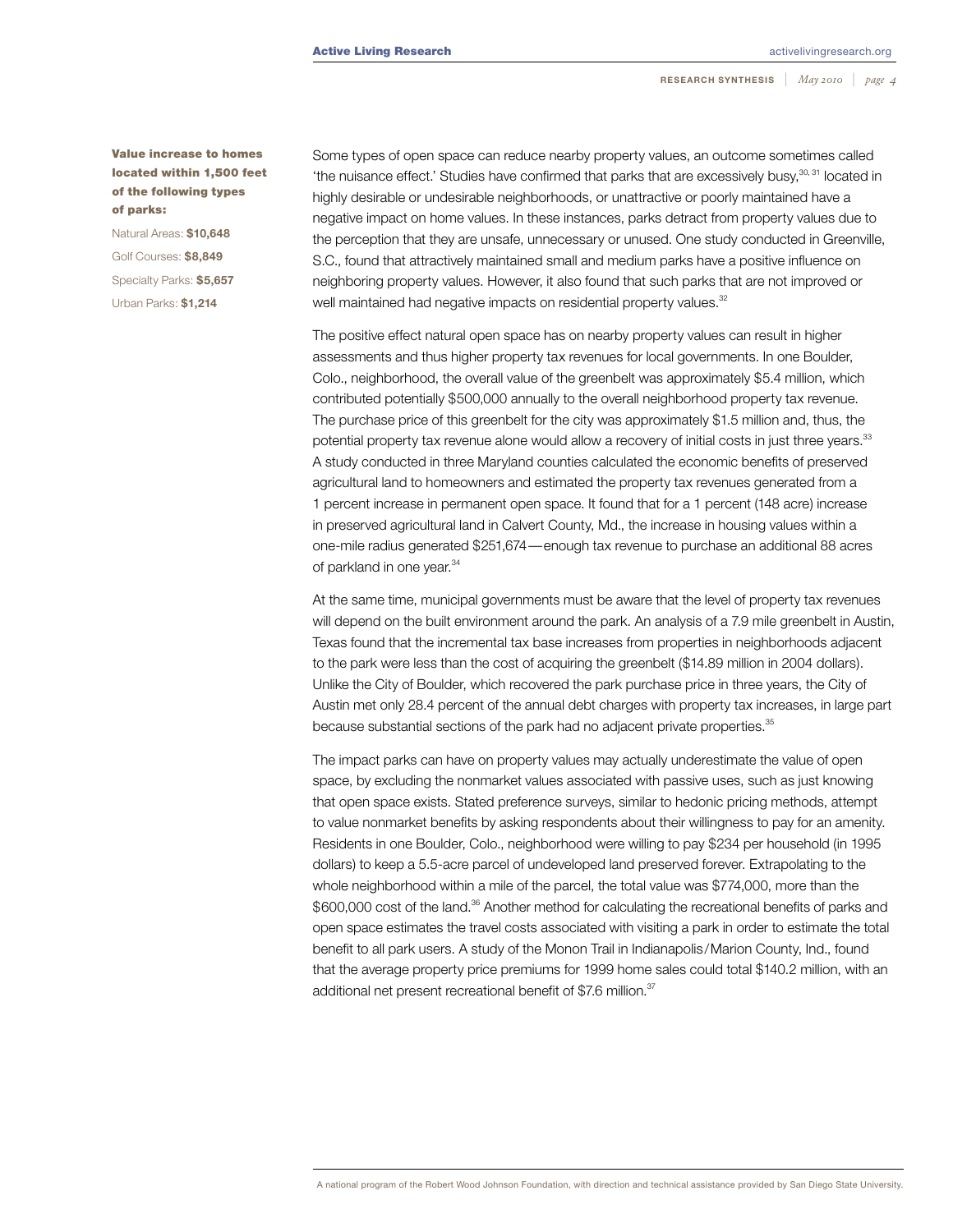**Value increase to homes located within 1,500 feet of the following types of parks:**

Natural Areas: **$10,648**

Golf Courses: **$8,849**

Specialty Parks: **$5,657**

Urban Parks: **$1,214**

Some types of open space can reduce nearby property values, an outcome sometimes called 'the nuisance effect.' Studies have confirmed that parks that are excessively busy,[30, 31] located in highly desirable or undesirable neighborhoods, or unattractive or poorly maintained have a negative impact on home values. In these instances, parks detract from property values due to the perception that they are unsafe, unnecessary or unused. One study conducted in Greenville, S.C., found that attractively maintained small and medium parks have a positive influence on neighboring property values. However, it also found that such parks that are not improved or well maintained had negative impacts on residential property values.[32]

The positive effect natural open space has on nearby property values can result in higher assessments and thus higher property tax revenues for local governments. In one Boulder, Colo., neighborhood, the overall value of the greenbelt was approximately $5.4 million, which contributed potentially $500,000 annually to the overall neighborhood property tax revenue. The purchase price of this greenbelt for the city was approximately $1.5 million and, thus, the potential property tax revenue alone would allow a recovery of initial costs in just three years.[33] A study conducted in three Maryland counties calculated the economic benefits of preserved agricultural land to homeowners and estimated the property tax revenues generated from a 1 percent increase in permanent open space. It found that for a 1 percent (148 acre) increase in preserved agricultural land in Calvert County, Md., the increase in housing values within a one-mile radius generated $251,674—enough tax revenue to purchase an additional 88 acres of parkland in one year.[34]

At the same time, municipal governments must be aware that the level of property tax revenues will depend on the built environment around the park. An analysis of a 7.9 mile greenbelt in Austin, Texas found that the incremental tax base increases from properties in neighborhoods adjacent to the park were less than the cost of acquiring the greenbelt ($14.89 million in 2004 dollars). Unlike the City of Boulder, which recovered the park purchase price in three years, the City of Austin met only 28.4 percent of the annual debt charges with property tax increases, in large part because substantial sections of the park had no adjacent private properties.[35]

The impact parks can have on property values may actually underestimate the value of open space, by excluding the nonmarket values associated with passive uses, such as just knowing that open space exists. Stated preference surveys, similar to hedonic pricing methods, attempt to value nonmarket benefits by asking respondents about their willingness to pay for an amenity. Residents in one Boulder, Colo., neighborhood were willing to pay $234 per household (in 1995 dollars) to keep a 5.5-acre parcel of undeveloped land preserved forever. Extrapolating to the whole neighborhood within a mile of the parcel, the total value was $774,000, more than the $600,000 cost of the land.[36] Another method for calculating the recreational benefits of parks and open space estimates the travel costs associated with visiting a park in order to estimate the total benefit to all park users. A study of the Monon Trail in Indianapolis/Marion County, Ind., found that the average property price premiums for 1999 home sales could total $140.2 million, with an additional net present recreational benefit of $7.6 million.[37]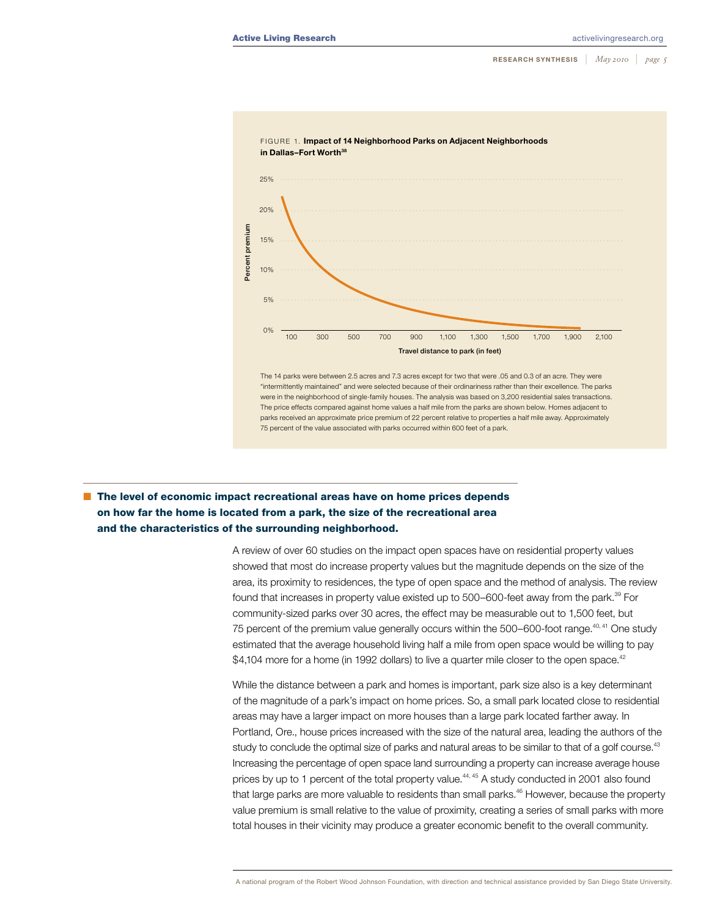FIGURE 1. **Impact of 14 Neighborhood Parks on Adjacent Neighborhoods in Dallas–Fort Worth**[38]

25%
20%
15%
10%
5%
0%

Percent premium

100
300
500
700
900
1,100
1,300
1,500
1,700
1,900
2,100

Travel distance to park (in feet)

The 14 parks were between 2.5 acres and 7.3 acres except for two that were .05 and 0.3 of an acre. They were "intermittently maintained" and were selected because of their ordinariness rather than their excellence. The parks were in the neighborhood of single-family houses. The analysis was based on 3,200 residential sales transactions. The price effects compared against home values a half mile from the parks are shown below. Homes adjacent to parks received an approximate price premium of 22 percent relative to properties a half mile away. Approximately 75 percent of the value associated with parks occurred within 600 feet of a park.

## The level of economic impact recreational areas have on home prices depends on how far the home is located from a park, the size of the recreational area and the characteristics of the surrounding neighborhood.

A review of over 60 studies on the impact open spaces have on residential property values showed that most do increase property values but the magnitude depends on the size of the area, its proximity to residences, the type of open space and the method of analysis. The review found that increases in property value existed up to 500–600-feet away from the park.[39] For community-sized parks over 30 acres, the effect may be measurable out to 1,500 feet, but 75 percent of the premium value generally occurs within the 500–600-foot range.[40, 41] One study estimated that the average household living half a mile from open space would be willing to pay $4,104 more for a home (in 1992 dollars) to live a quarter mile closer to the open space.[42]

While the distance between a park and homes is important, park size also is a key determinant of the magnitude of a park's impact on home prices. So, a small park located close to residential areas may have a larger impact on more houses than a large park located farther away. In Portland, Ore., house prices increased with the size of the natural area, leading the authors of the study to conclude the optimal size of parks and natural areas to be similar to that of a golf course.[43] Increasing the percentage of open space land surrounding a property can increase average house prices by up to 1 percent of the total property value.[44, 45] A study conducted in 2001 also found that large parks are more valuable to residents than small parks.[46] However, because the property value premium is small relative to the value of proximity, creating a series of small parks with more total houses in their vicinity may produce a greater economic benefit to the overall community.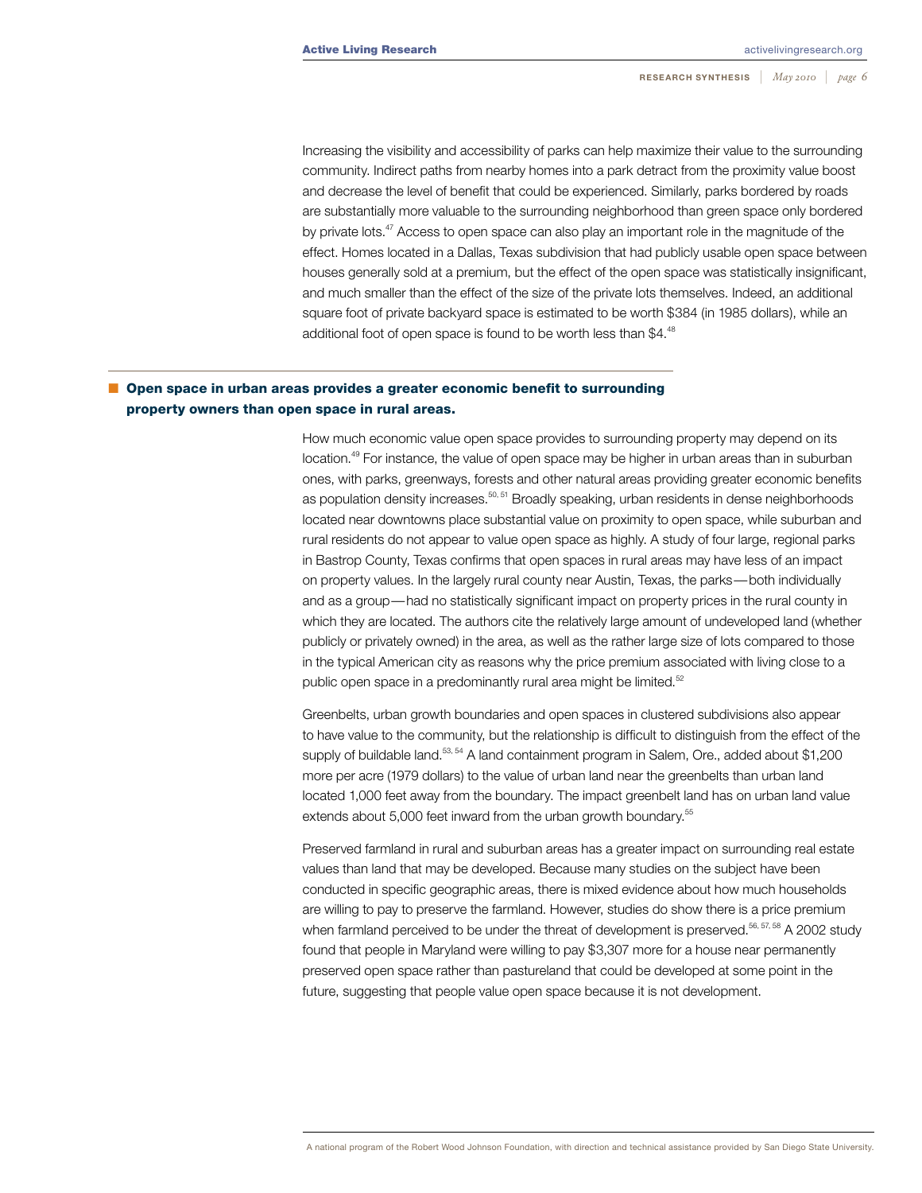Increasing the visibility and accessibility of parks can help maximize their value to the surrounding community. Indirect paths from nearby homes into a park detract from the proximity value boost and decrease the level of benefit that could be experienced. Similarly, parks bordered by roads are substantially more valuable to the surrounding neighborhood than green space only bordered by private lots.[47] Access to open space can also play an important role in the magnitude of the effect. Homes located in a Dallas, Texas subdivision that had publicly usable open space between houses generally sold at a premium, but the effect of the open space was statistically insignificant, and much smaller than the effect of the size of the private lots themselves. Indeed, an additional square foot of private backyard space is estimated to be worth $384 (in 1985 dollars), while an additional foot of open space is found to be worth less than $4.[48]

## Open space in urban areas provides a greater economic benefit to surrounding property owners than open space in rural areas.

How much economic value open space provides to surrounding property may depend on its location.[49] For instance, the value of open space may be higher in urban areas than in suburban ones, with parks, greenways, forests and other natural areas providing greater economic benefits as population density increases.[50, 51] Broadly speaking, urban residents in dense neighborhoods located near downtowns place substantial value on proximity to open space, while suburban and rural residents do not appear to value open space as highly. A study of four large, regional parks in Bastrop County, Texas confirms that open spaces in rural areas may have less of an impact on property values. In the largely rural county near Austin, Texas, the parks—both individually and as a group—had no statistically significant impact on property prices in the rural county in which they are located. The authors cite the relatively large amount of undeveloped land (whether publicly or privately owned) in the area, as well as the rather large size of lots compared to those in the typical American city as reasons why the price premium associated with living close to a public open space in a predominantly rural area might be limited.[52]

Greenbelts, urban growth boundaries and open spaces in clustered subdivisions also appear to have value to the community, but the relationship is difficult to distinguish from the effect of the supply of buildable land.[53, 54] A land containment program in Salem, Ore., added about $1,200 more per acre (1979 dollars) to the value of urban land near the greenbelts than urban land located 1,000 feet away from the boundary. The impact greenbelt land has on urban land value extends about 5,000 feet inward from the urban growth boundary.[55]

Preserved farmland in rural and suburban areas has a greater impact on surrounding real estate values than land that may be developed. Because many studies on the subject have been conducted in specific geographic areas, there is mixed evidence about how much households are willing to pay to preserve the farmland. However, studies do show there is a price premium when farmland perceived to be under the threat of development is preserved.[56, 57, 58] A 2002 study found that people in Maryland were willing to pay $3,307 more for a house near permanently preserved open space rather than pastureland that could be developed at some point in the future, suggesting that people value open space because it is not development.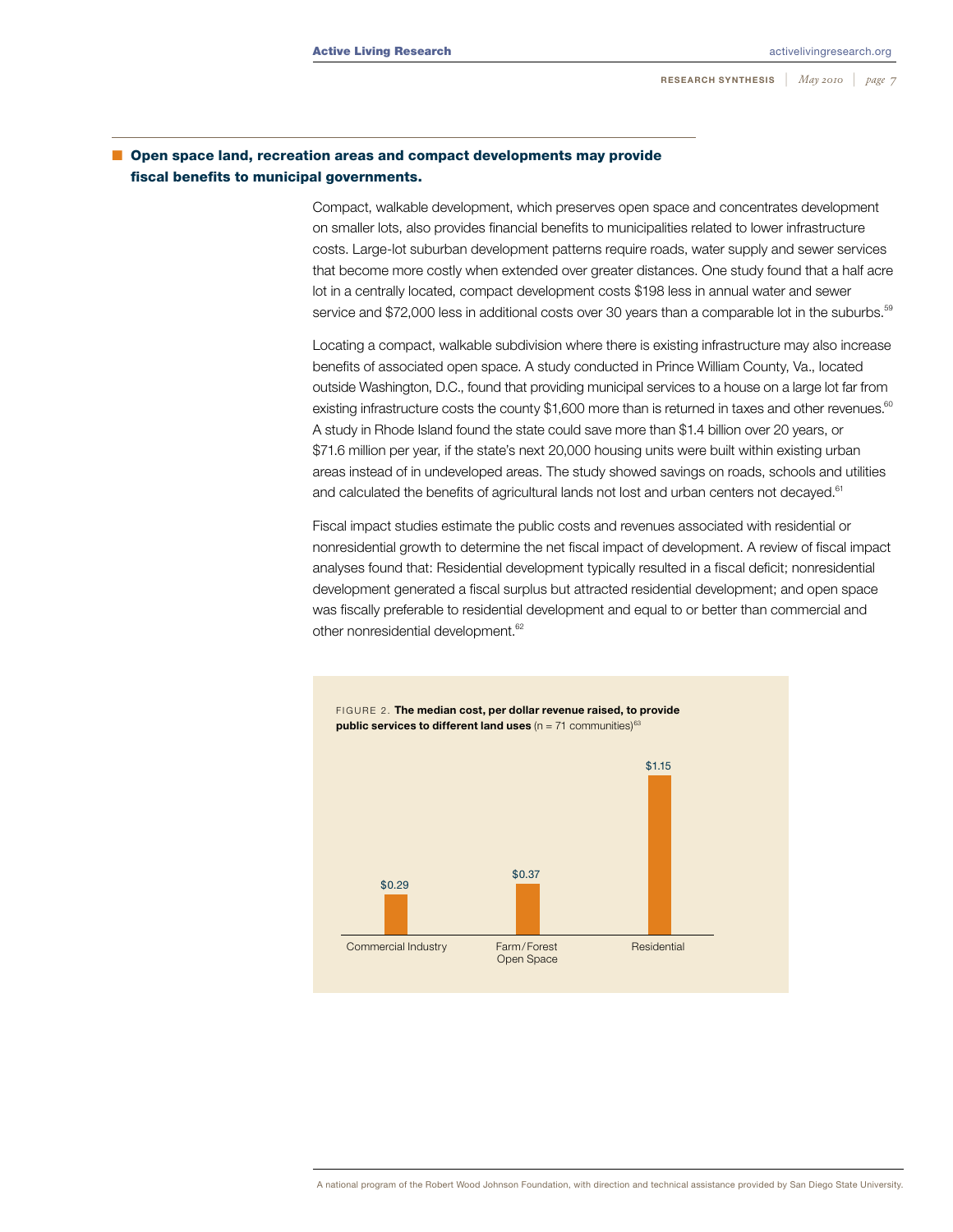## Open space land, recreation areas and compact developments may provide fiscal benefits to municipal governments.

Compact, walkable development, which preserves open space and concentrates development on smaller lots, also provides financial benefits to municipalities related to lower infrastructure costs. Large-lot suburban development patterns require roads, water supply and sewer services that become more costly when extended over greater distances. One study found that a half acre lot in a centrally located, compact development costs $198 less in annual water and sewer service and $72,000 less in additional costs over 30 years than a comparable lot in the suburbs.[59]

Locating a compact, walkable subdivision where there is existing infrastructure may also increase benefits of associated open space. A study conducted in Prince William County, Va., located outside Washington, D.C., found that providing municipal services to a house on a large lot far from existing infrastructure costs the county $1,600 more than is returned in taxes and other revenues.[60] A study in Rhode Island found the state could save more than $1.4 billion over 20 years, or $71.6 million per year, if the state's next 20,000 housing units were built within existing urban areas instead of in undeveloped areas. The study showed savings on roads, schools and utilities and calculated the benefits of agricultural lands not lost and urban centers not decayed.[61]

Fiscal impact studies estimate the public costs and revenues associated with residential or nonresidential growth to determine the net fiscal impact of development. A review of fiscal impact analyses found that: Residential development typically resulted in a fiscal deficit; nonresidential development generated a fiscal surplus but attracted residential development; and open space was fiscally preferable to residential development and equal to or better than commercial and other nonresidential development.[62]

FIGURE 2. **The median cost, per dollar revenue raised, to provide public services to different land uses** (n = 71 communities)[63]

$0.29
Commercial Industry

$0.37
Farm/Forest Open Space

$1.15
Residential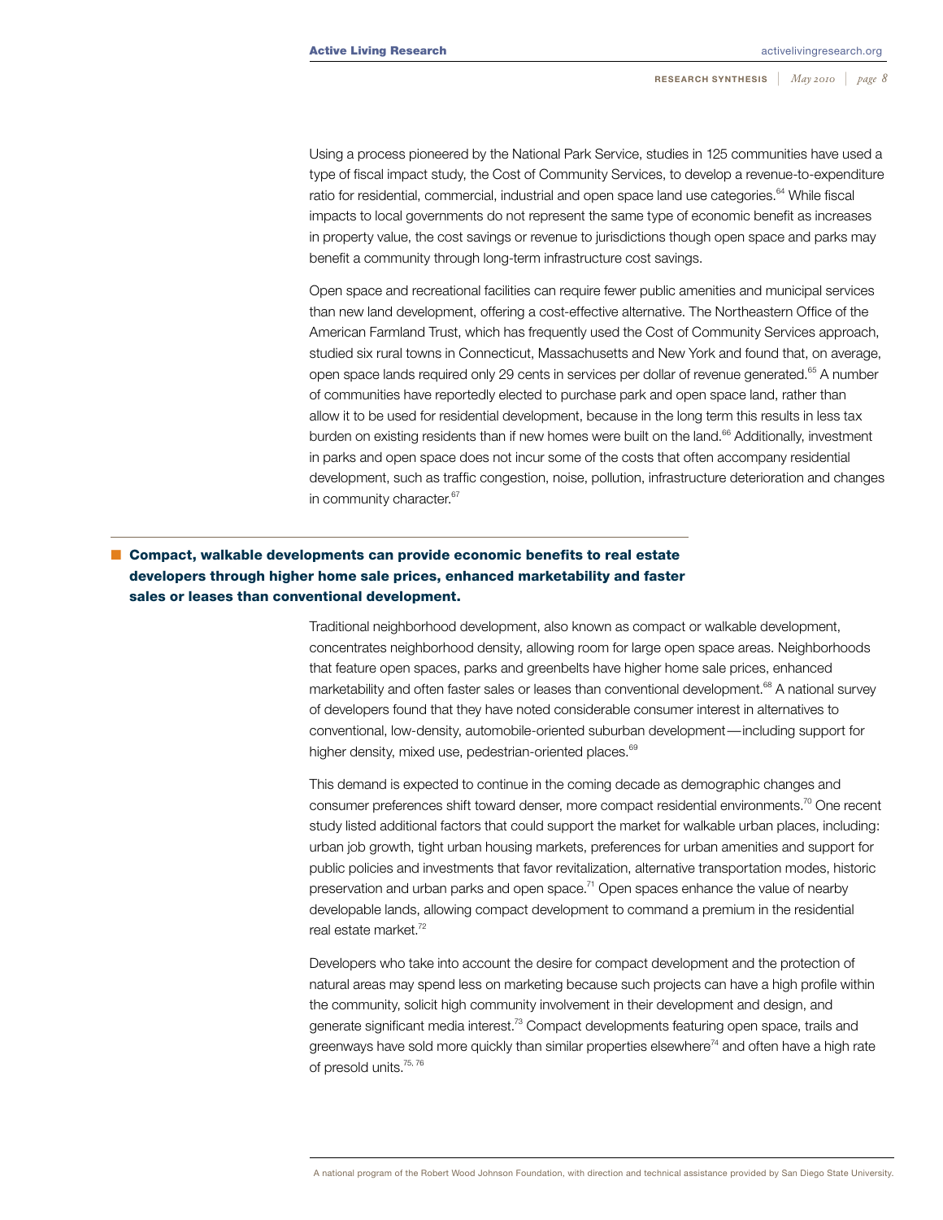Using a process pioneered by the National Park Service, studies in 125 communities have used a type of fiscal impact study, the Cost of Community Services, to develop a revenue-to-expenditure ratio for residential, commercial, industrial and open space land use categories.[64] While fiscal impacts to local governments do not represent the same type of economic benefit as increases in property value, the cost savings or revenue to jurisdictions though open space and parks may benefit a community through long-term infrastructure cost savings.

Open space and recreational facilities can require fewer public amenities and municipal services than new land development, offering a cost-effective alternative. The Northeastern Office of the American Farmland Trust, which has frequently used the Cost of Community Services approach, studied six rural towns in Connecticut, Massachusetts and New York and found that, on average, open space lands required only 29 cents in services per dollar of revenue generated.[65] A number of communities have reportedly elected to purchase park and open space land, rather than allow it to be used for residential development, because in the long term this results in less tax burden on existing residents than if new homes were built on the land.[66] Additionally, investment in parks and open space does not incur some of the costs that often accompany residential development, such as traffic congestion, noise, pollution, infrastructure deterioration and changes in community character.[67]

## Compact, walkable developments can provide economic benefits to real estate developers through higher home sale prices, enhanced marketability and faster sales or leases than conventional development.

Traditional neighborhood development, also known as compact or walkable development, concentrates neighborhood density, allowing room for large open space areas. Neighborhoods that feature open spaces, parks and greenbelts have higher home sale prices, enhanced marketability and often faster sales or leases than conventional development.[68] A national survey of developers found that they have noted considerable consumer interest in alternatives to conventional, low-density, automobile-oriented suburban development—including support for higher density, mixed use, pedestrian-oriented places.[69]

This demand is expected to continue in the coming decade as demographic changes and consumer preferences shift toward denser, more compact residential environments.[70] One recent study listed additional factors that could support the market for walkable urban places, including: urban job growth, tight urban housing markets, preferences for urban amenities and support for public policies and investments that favor revitalization, alternative transportation modes, historic preservation and urban parks and open space.[71] Open spaces enhance the value of nearby developable lands, allowing compact development to command a premium in the residential real estate market.[72]

Developers who take into account the desire for compact development and the protection of natural areas may spend less on marketing because such projects can have a high profile within the community, solicit high community involvement in their development and design, and generate significant media interest.[73] Compact developments featuring open space, trails and greenways have sold more quickly than similar properties elsewhere[74] and often have a high rate of presold units.[75, 76]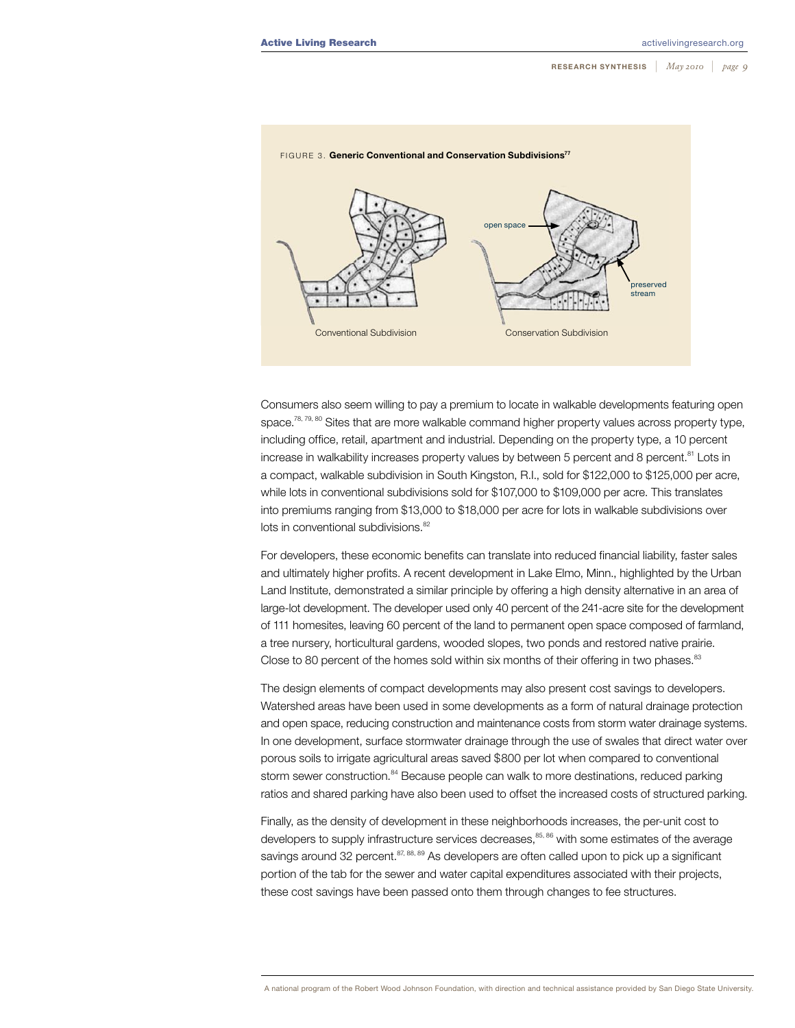FIGURE 3. **Generic Conventional and Conservation Subdivisions**[77]

Conventional Subdivision

Conservation Subdivision

open space

preserved stream

Consumers also seem willing to pay a premium to locate in walkable developments featuring open space.[78, 79, 80] Sites that are more walkable command higher property values across property type, including office, retail, apartment and industrial. Depending on the property type, a 10 percent increase in walkability increases property values by between 5 percent and 8 percent.[81] Lots in a compact, walkable subdivision in South Kingston, R.I., sold for $122,000 to $125,000 per acre, while lots in conventional subdivisions sold for $107,000 to $109,000 per acre. This translates into premiums ranging from $13,000 to $18,000 per acre for lots in walkable subdivisions over lots in conventional subdivisions.[82]

For developers, these economic benefits can translate into reduced financial liability, faster sales and ultimately higher profits. A recent development in Lake Elmo, Minn., highlighted by the Urban Land Institute, demonstrated a similar principle by offering a high density alternative in an area of large-lot development. The developer used only 40 percent of the 241-acre site for the development of 111 homesites, leaving 60 percent of the land to permanent open space composed of farmland, a tree nursery, horticultural gardens, wooded slopes, two ponds and restored native prairie. Close to 80 percent of the homes sold within six months of their offering in two phases.[83]

The design elements of compact developments may also present cost savings to developers. Watershed areas have been used in some developments as a form of natural drainage protection and open space, reducing construction and maintenance costs from storm water drainage systems. In one development, surface stormwater drainage through the use of swales that direct water over porous soils to irrigate agricultural areas saved $800 per lot when compared to conventional storm sewer construction.[84] Because people can walk to more destinations, reduced parking ratios and shared parking have also been used to offset the increased costs of structured parking.

Finally, as the density of development in these neighborhoods increases, the per-unit cost to developers to supply infrastructure services decreases,[85, 86] with some estimates of the average savings around 32 percent.[87, 88, 89] As developers are often called upon to pick up a significant portion of the tab for the sewer and water capital expenditures associated with their projects, these cost savings have been passed onto them through changes to fee structures.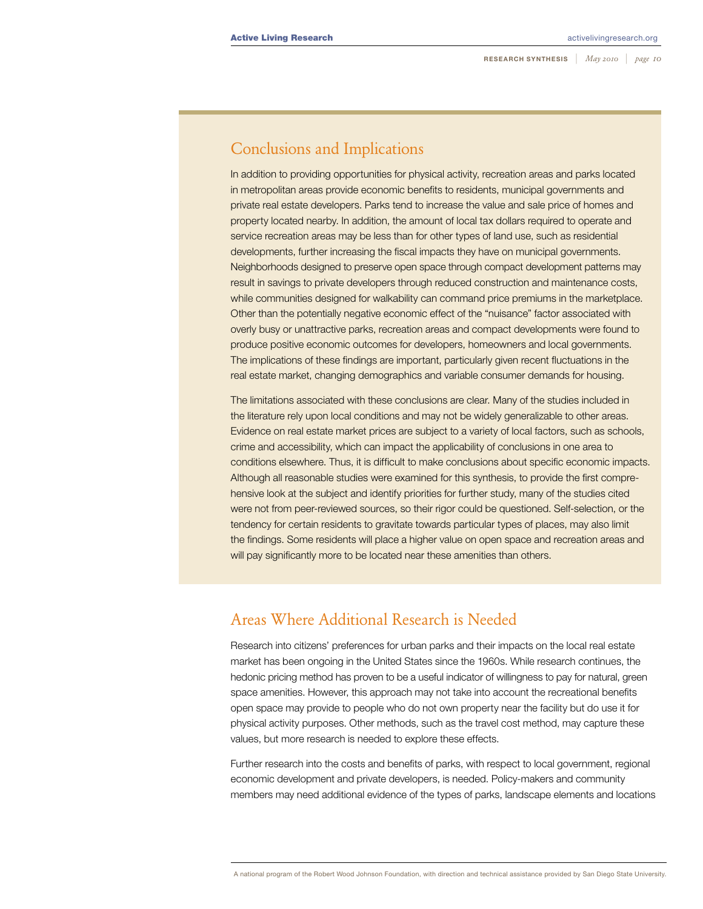## Conclusions and Implications

In addition to providing opportunities for physical activity, recreation areas and parks located in metropolitan areas provide economic benefits to residents, municipal governments and private real estate developers. Parks tend to increase the value and sale price of homes and property located nearby. In addition, the amount of local tax dollars required to operate and service recreation areas may be less than for other types of land use, such as residential developments, further increasing the fiscal impacts they have on municipal governments. Neighborhoods designed to preserve open space through compact development patterns may result in savings to private developers through reduced construction and maintenance costs, while communities designed for walkability can command price premiums in the marketplace. Other than the potentially negative economic effect of the "nuisance" factor associated with overly busy or unattractive parks, recreation areas and compact developments were found to produce positive economic outcomes for developers, homeowners and local governments. The implications of these findings are important, particularly given recent fluctuations in the real estate market, changing demographics and variable consumer demands for housing.

The limitations associated with these conclusions are clear. Many of the studies included in the literature rely upon local conditions and may not be widely generalizable to other areas. Evidence on real estate market prices are subject to a variety of local factors, such as schools, crime and accessibility, which can impact the applicability of conclusions in one area to conditions elsewhere. Thus, it is difficult to make conclusions about specific economic impacts. Although all reasonable studies were examined for this synthesis, to provide the first comprehensive look at the subject and identify priorities for further study, many of the studies cited were not from peer-reviewed sources, so their rigor could be questioned. Self-selection, or the tendency for certain residents to gravitate towards particular types of places, may also limit the findings. Some residents will place a higher value on open space and recreation areas and will pay significantly more to be located near these amenities than others.

## Areas Where Additional Research is Needed

Research into citizens' preferences for urban parks and their impacts on the local real estate market has been ongoing in the United States since the 1960s. While research continues, the hedonic pricing method has proven to be a useful indicator of willingness to pay for natural, green space amenities. However, this approach may not take into account the recreational benefits open space may provide to people who do not own property near the facility but do use it for physical activity purposes. Other methods, such as the travel cost method, may capture these values, but more research is needed to explore these effects.

Further research into the costs and benefits of parks, with respect to local government, regional economic development and private developers, is needed. Policy-makers and community members may need additional evidence of the types of parks, landscape elements and locations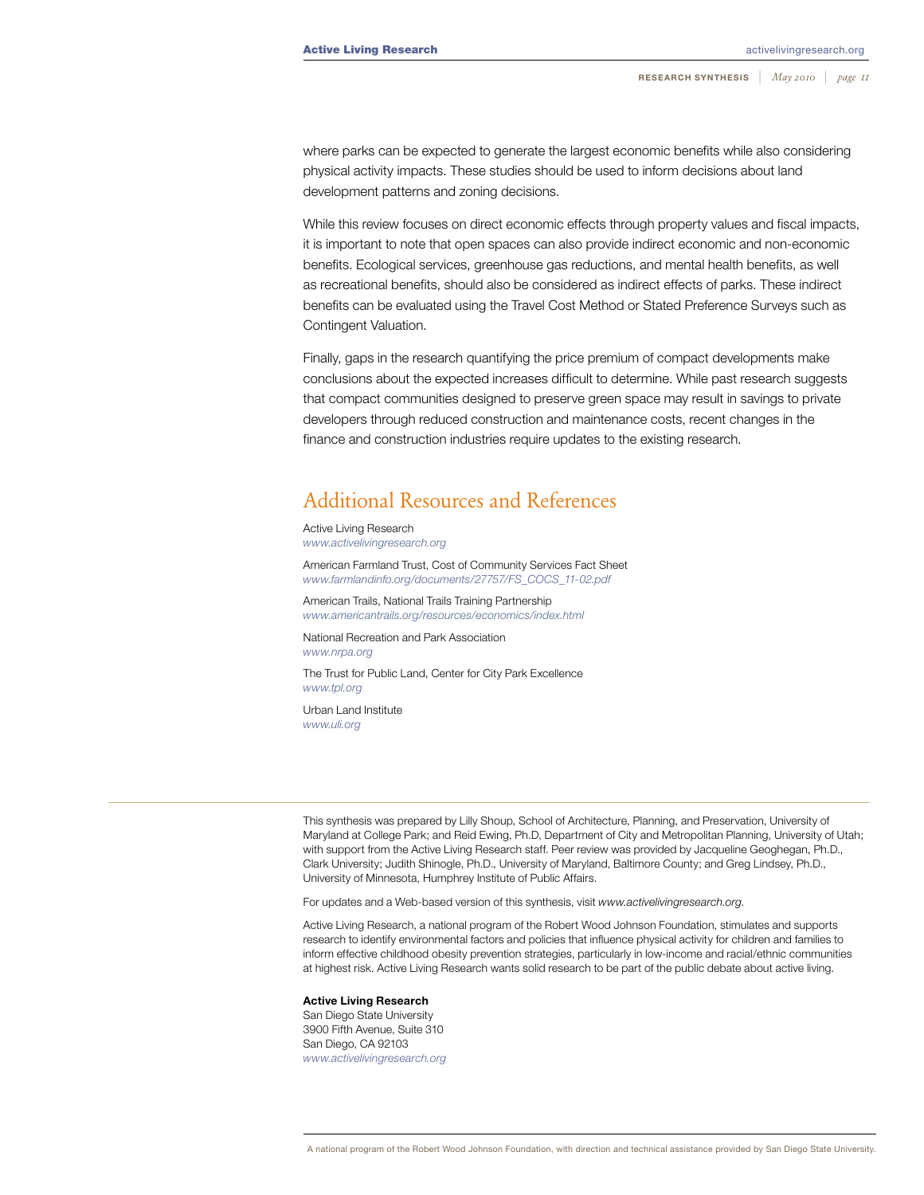where parks can be expected to generate the largest economic benefits while also considering physical activity impacts. These studies should be used to inform decisions about land development patterns and zoning decisions.

While this review focuses on direct economic effects through property values and fiscal impacts, it is important to note that open spaces can also provide indirect economic and non-economic benefits. Ecological services, greenhouse gas reductions, and mental health benefits, as well as recreational benefits, should also be considered as indirect effects of parks. These indirect benefits can be evaluated using the Travel Cost Method or Stated Preference Surveys such as Contingent Valuation.

Finally, gaps in the research quantifying the price premium of compact developments make conclusions about the expected increases difficult to determine. While past research suggests that compact communities designed to preserve green space may result in savings to private developers through reduced construction and maintenance costs, recent changes in the finance and construction industries require updates to the existing research.

## Additional Resources and References

Active Living Research
*www.activelivingresearch.org*

American Farmland Trust, Cost of Community Services Fact Sheet
*www.farmlandinfo.org/documents/27757/FS_COCS_11-02.pdf*

American Trails, National Trails Training Partnership
*www.americantrails.org/resources/economics/index.html*

National Recreation and Park Association
*www.nrpa.org*

The Trust for Public Land, Center for City Park Excellence
*www.tpl.org*

Urban Land Institute
*www.uli.org*

---

This synthesis was prepared by Lilly Shoup, School of Architecture, Planning, and Preservation, University of Maryland at College Park; and Reid Ewing, Ph.D, Department of City and Metropolitan Planning, University of Utah; with support from the Active Living Research staff. Peer review was provided by Jacqueline Geoghegan, Ph.D., Clark University; Judith Shinogle, Ph.D., University of Maryland, Baltimore County; and Greg Lindsey, Ph.D., University of Minnesota, Humphrey Institute of Public Affairs.

For updates and a Web-based version of this synthesis, visit *www.activelivingresearch.org*.

Active Living Research, a national program of the Robert Wood Johnson Foundation, stimulates and supports research to identify environmental factors and policies that influence physical activity for children and families to inform effective childhood obesity prevention strategies, particularly in low-income and racial/ethnic communities at highest risk. Active Living Research wants solid research to be part of the public debate about active living.

**Active Living Research**
San Diego State University
3900 Fifth Avenue, Suite 310
San Diego, CA 92103
*www.activelivingresearch.org*

A national program of the Robert Wood Johnson Foundation, with direction and technical assistance provided by San Diego State University.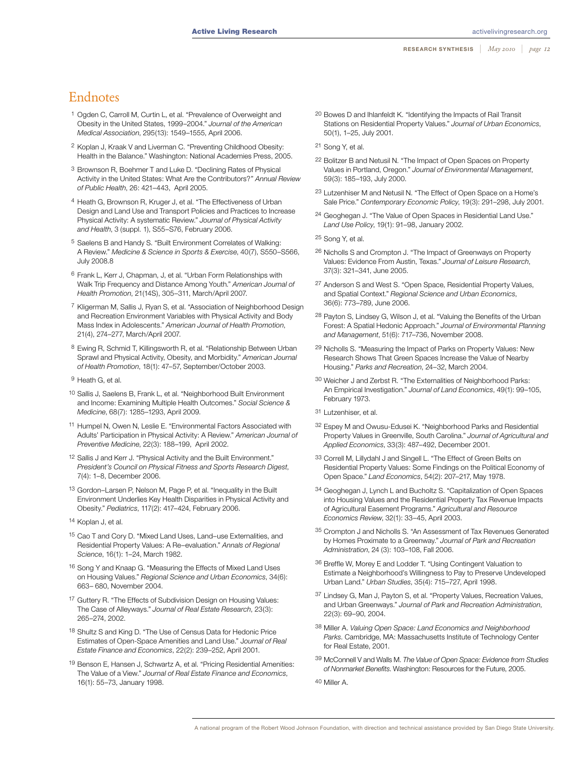# Endnotes

1 Ogden C, Carroll M, Curtin L, et al. "Prevalence of Overweight and Obesity in the United States, 1999–2004." *Journal of the American Medical Association*, 295(13): 1549–1555, April 2006.

2 Koplan J, Kraak V and Liverman C. "Preventing Childhood Obesity: Health in the Balance." Washington: National Academies Press, 2005.

3 Brownson R, Boehmer T and Luke D. "Declining Rates of Physical Activity in the United States: What Are the Contributors?" *Annual Review of Public Health*, 26: 421–443, April 2005.

4 Heath G, Brownson R, Kruger J, et al. "The Effectiveness of Urban Design and Land Use and Transport Policies and Practices to Increase Physical Activity: A systematic Review." *Journal of Physical Activity and Health*, 3 (suppl. 1), S55–S76, February 2006.

5 Saelens B and Handy S. "Built Environment Correlates of Walking: A Review." *Medicine & Science in Sports & Exercise*, 40(7), S550–S566, July 2008.8

6 Frank L, Kerr J, Chapman, J, et al. "Urban Form Relationships with Walk Trip Frequency and Distance Among Youth." *American Journal of Health Promotion*, 21(14S), 305–311, March/April 2007.

7 Kligerman M, Sallis J, Ryan S, et al. "Association of Neighborhood Design and Recreation Environment Variables with Physical Activity and Body Mass Index in Adolescents." *American Journal of Health Promotion*, 21(4), 274–277, March/April 2007.

8 Ewing R, Schmid T, Killingsworth R, et al. "Relationship Between Urban Sprawl and Physical Activity, Obesity, and Morbidity." *American Journal of Health Promotion*, 18(1): 47–57, September/October 2003.

9 Heath G, et al.

10 Sallis J, Saelens B, Frank L, et al. "Neighborhood Built Environment and Income: Examining Multiple Health Outcomes." *Social Science & Medicine*, 68(7): 1285–1293, April 2009.

11 Humpel N, Owen N, Leslie E. "Environmental Factors Associated with Adults' Participation in Physical Activity: A Review." *American Journal of Preventive Medicine*, 22(3): 188–199, April 2002.

12 Sallis J and Kerr J. "Physical Activity and the Built Environment." *President's Council on Physical Fitness and Sports Research Digest*, 7(4): 1–8, December 2006.

13 Gordon–Larsen P, Nelson M, Page P, et al. "Inequality in the Built Environment Underlies Key Health Disparities in Physical Activity and Obesity." *Pediatrics*, 117(2): 417–424, February 2006.

14 Koplan J, et al.

15 Cao T and Cory D. "Mixed Land Uses, Land–use Externalities, and Residential Property Values: A Re–evaluation." *Annals of Regional Science*, 16(1): 1–24, March 1982.

16 Song Y and Knaap G. "Measuring the Effects of Mixed Land Uses on Housing Values." *Regional Science and Urban Economics*, 34(6): 663– 680, November 2004.

17 Guttery R. "The Effects of Subdivision Design on Housing Values: The Case of Alleyways." *Journal of Real Estate Research*, 23(3): 265–274, 2002.

18 Shultz S and King D. "The Use of Census Data for Hedonic Price Estimates of Open-Space Amenities and Land Use." *Journal of Real Estate Finance and Economics*, 22(2): 239–252, April 2001.

19 Benson E, Hansen J, Schwartz A, et al. "Pricing Residential Amenities: The Value of a View." *Journal of Real Estate Finance and Economics*, 16(1): 55–73, January 1998.

20 Bowes D and Ihlanfeldt K. "Identifying the Impacts of Rail Transit Stations on Residential Property Values." *Journal of Urban Economics*, 50(1), 1–25, July 2001.

21 Song Y, et al.

22 Bolitzer B and Netusil N. "The Impact of Open Spaces on Property Values in Portland, Oregon." *Journal of Environmental Management*, 59(3): 185–193, July 2000.

23 Lutzenhiser M and Netusil N. "The Effect of Open Space on a Home's Sale Price." *Contemporary Economic Policy*, 19(3): 291–298, July 2001.

24 Geoghegan J. "The Value of Open Spaces in Residential Land Use." *Land Use Policy*, 19(1): 91–98, January 2002.

25 Song Y, et al.

26 Nicholls S and Crompton J. "The Impact of Greenways on Property Values: Evidence From Austin, Texas." *Journal of Leisure Research*, 37(3): 321–341, June 2005.

27 Anderson S and West S. "Open Space, Residential Property Values, and Spatial Context." *Regional Science and Urban Economics*, 36(6): 773–789, June 2006.

28 Payton S, Lindsey G, Wilson J, et al. "Valuing the Benefits of the Urban Forest: A Spatial Hedonic Approach." *Journal of Environmental Planning and Management*, 51(6): 717–736, November 2008.

29 Nicholls S. "Measuring the Impact of Parks on Property Values: New Research Shows That Green Spaces Increase the Value of Nearby Housing." *Parks and Recreation*, 24–32, March 2004.

30 Weicher J and Zerbst R. "The Externalities of Neighborhood Parks: An Empirical Investigation." *Journal of Land Economics*, 49(1): 99–105, February 1973.

31 Lutzenhiser, et al.

32 Espey M and Owusu-Edusei K. "Neighborhood Parks and Residential Property Values in Greenville, South Carolina." *Journal of Agricultural and Applied Economics*, 33(3): 487–492, December 2001.

33 Correll M, Lillydahl J and Singell L. "The Effect of Green Belts on Residential Property Values: Some Findings on the Political Economy of Open Space." *Land Economics*, 54(2): 207–217, May 1978.

34 Geoghegan J, Lynch L and Bucholtz S. "Capitalization of Open Spaces into Housing Values and the Residential Property Tax Revenue Impacts of Agricultural Easement Programs." *Agricultural and Resource Economics Review*, 32(1): 33–45, April 2003.

35 Crompton J and Nicholls S. "An Assessment of Tax Revenues Generated by Homes Proximate to a Greenway." *Journal of Park and Recreation Administration*, 24 (3): 103–108, Fall 2006.

36 Breffle W, Morey E and Lodder T. "Using Contingent Valuation to Estimate a Neighborhood's Willingness to Pay to Preserve Undeveloped Urban Land." *Urban Studies*, 35(4): 715–727, April 1998.

37 Lindsey G, Man J, Payton S, et al. "Property Values, Recreation Values, and Urban Greenways." *Journal of Park and Recreation Administration*, 22(3): 69–90, 2004.

38 Miller A. *Valuing Open Space: Land Economics and Neighborhood Parks*. Cambridge, MA: Massachusetts Institute of Technology Center for Real Estate, 2001.

39 McConnell V and Walls M. *The Value of Open Space: Evidence from Studies of Nonmarket Benefits*. Washington: Resources for the Future, 2005.

40 Miller A.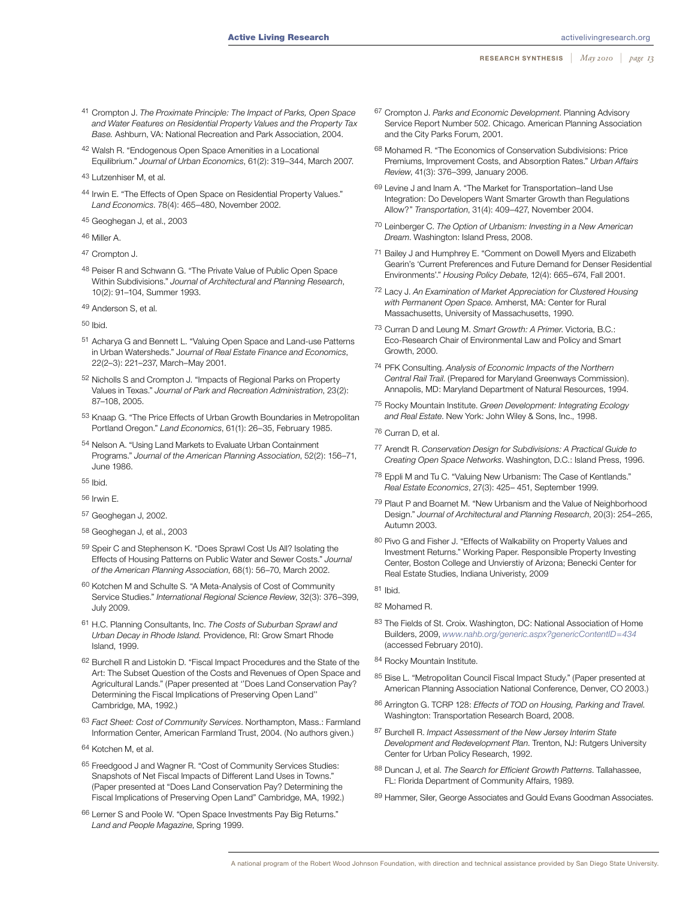41 Crompton J. *The Proximate Principle: The Impact of Parks, Open Space and Water Features on Residential Property Values and the Property Tax Base.* Ashburn, VA: National Recreation and Park Association, 2004.

42 Walsh R. "Endogenous Open Space Amenities in a Locational Equilibrium." *Journal of Urban Economics*, 61(2): 319–344, March 2007.

43 Lutzenhiser M, et al.

44 Irwin E. "The Effects of Open Space on Residential Property Values." *Land Economics*. 78(4): 465–480, November 2002.

45 Geoghegan J, et al., 2003

46 Miller A.

47 Crompton J.

48 Peiser R and Schwann G. "The Private Value of Public Open Space Within Subdivisions." *Journal of Architectural and Planning Research*, 10(2): 91–104, Summer 1993.

49 Anderson S, et al.

50 Ibid.

51 Acharya G and Bennett L. "Valuing Open Space and Land-use Patterns in Urban Watersheds." *Journal of Real Estate Finance and Economics*, 22(2–3): 221–237, March–May 2001.

52 Nicholls S and Crompton J. "Impacts of Regional Parks on Property Values in Texas." *Journal of Park and Recreation Administration*, 23(2): 87–108, 2005.

53 Knaap G. "The Price Effects of Urban Growth Boundaries in Metropolitan Portland Oregon." *Land Economics*, 61(1): 26–35, February 1985.

54 Nelson A. "Using Land Markets to Evaluate Urban Containment Programs." *Journal of the American Planning Association*, 52(2): 156–71, June 1986.

55 Ibid.

56 Irwin E.

57 Geoghegan J, 2002.

58 Geoghegan J, et al., 2003

59 Speir C and Stephenson K. "Does Sprawl Cost Us All? Isolating the Effects of Housing Patterns on Public Water and Sewer Costs." *Journal of the American Planning Association*, 68(1): 56–70, March 2002.

60 Kotchen M and Schulte S. "A Meta-Analysis of Cost of Community Service Studies." *International Regional Science Review*, 32(3): 376–399, July 2009.

61 H.C. Planning Consultants, Inc. *The Costs of Suburban Sprawl and Urban Decay in Rhode Island.* Providence, RI: Grow Smart Rhode Island, 1999.

62 Burchell R and Listokin D. "Fiscal Impact Procedures and the State of the Art: The Subset Question of the Costs and Revenues of Open Space and Agricultural Lands." (Paper presented at "Does Land Conservation Pay? Determining the Fiscal Implications of Preserving Open Land" Cambridge, MA, 1992.)

63 *Fact Sheet: Cost of Community Services*. Northampton, Mass.: Farmland Information Center, American Farmland Trust, 2004. (No authors given.)

64 Kotchen M, et al.

65 Freedgood J and Wagner R. "Cost of Community Services Studies: Snapshots of Net Fiscal Impacts of Different Land Uses in Towns." (Paper presented at "Does Land Conservation Pay? Determining the Fiscal Implications of Preserving Open Land" Cambridge, MA, 1992.)

66 Lerner S and Poole W. "Open Space Investments Pay Big Returns." *Land and People Magazine*, Spring 1999.

67 Crompton J. *Parks and Economic Development*. Planning Advisory Service Report Number 502. Chicago. American Planning Association and the City Parks Forum, 2001.

68 Mohamed R. "The Economics of Conservation Subdivisions: Price Premiums, Improvement Costs, and Absorption Rates." *Urban Affairs Review*, 41(3): 376–399, January 2006.

69 Levine J and Inam A. "The Market for Transportation–land Use Integration: Do Developers Want Smarter Growth than Regulations Allow?" *Transportation*, 31(4): 409–427, November 2004.

70 Leinberger C. *The Option of Urbanism: Investing in a New American Dream*. Washington: Island Press, 2008.

71 Bailey J and Humphrey E. "Comment on Dowell Myers and Elizabeth Gearin's 'Current Preferences and Future Demand for Denser Residential Environments'." *Housing Policy Debate*, 12(4): 665–674, Fall 2001.

72 Lacy J. *An Examination of Market Appreciation for Clustered Housing with Permanent Open Space.* Amherst, MA: Center for Rural Massachusetts, University of Massachusetts, 1990.

73 Curran D and Leung M. *Smart Growth: A Primer*. Victoria, B.C.: Eco-Research Chair of Environmental Law and Policy and Smart Growth, 2000.

74 PFK Consulting. *Analysis of Economic Impacts of the Northern Central Rail Trail*. (Prepared for Maryland Greenways Commission). Annapolis, MD: Maryland Department of Natural Resources, 1994.

75 Rocky Mountain Institute. *Green Development: Integrating Ecology and Real Estate*. New York: John Wiley & Sons, Inc., 1998.

76 Curran D, et al.

77 Arendt R. *Conservation Design for Subdivisions: A Practical Guide to Creating Open Space Networks*. Washington, D.C.: Island Press, 1996.

78 Eppli M and Tu C. "Valuing New Urbanism: The Case of Kentlands." *Real Estate Economics*, 27(3): 425– 451, September 1999.

79 Plaut P and Boarnet M. "New Urbanism and the Value of Neighborhood Design." *Journal of Architectural and Planning Research*, 20(3): 254–265, Autumn 2003.

80 Pivo G and Fisher J. "Effects of Walkability on Property Values and Investment Returns." Working Paper. Responsible Property Investing Center, Boston College and Unvierstiy of Arizona; Benecki Center for Real Estate Studies, Indiana Univeristy, 2009

81 Ibid.

82 Mohamed R.

83 The Fields of St. Croix. Washington, DC: National Association of Home Builders, 2009, www.nahb.org/generic.aspx?genericContentID=434 (accessed February 2010).

84 Rocky Mountain Institute.

85 Bise L. "Metropolitan Council Fiscal Impact Study." (Paper presented at American Planning Association National Conference, Denver, CO 2003.)

86 Arrington G. TCRP 128: *Effects of TOD on Housing, Parking and Travel*. Washington: Transportation Research Board, 2008.

87 Burchell R. *Impact Assessment of the New Jersey Interim State Development and Redevelopment Plan*. Trenton, NJ: Rutgers University Center for Urban Policy Research, 1992.

88 Duncan J, et al. *The Search for Efficient Growth Patterns*. Tallahassee, FL: Florida Department of Community Affairs, 1989.

89 Hammer, Siler, George Associates and Gould Evans Goodman Associates.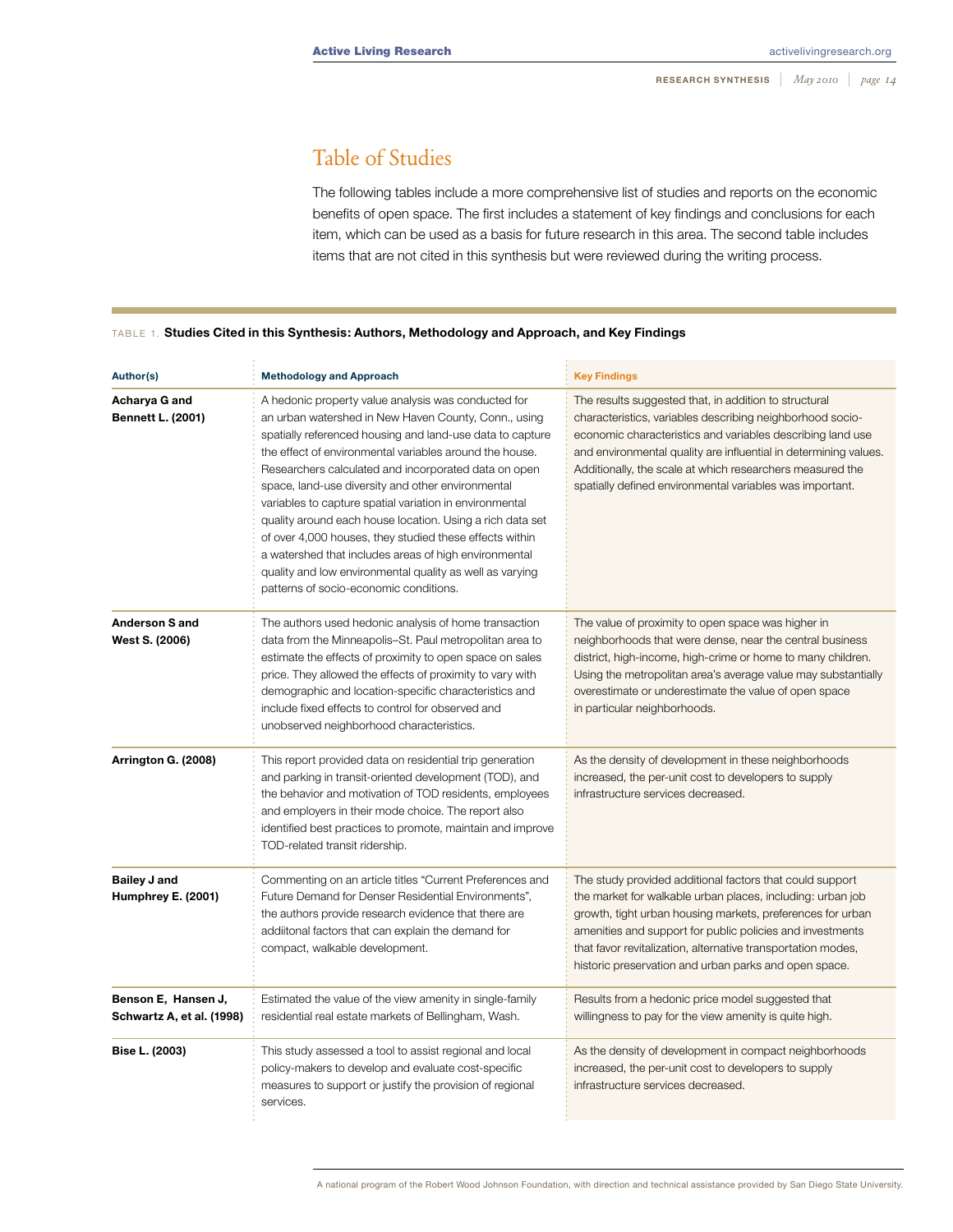## Table of Studies

The following tables include a more comprehensive list of studies and reports on the economic benefits of open space. The first includes a statement of key findings and conclusions for each item, which can be used as a basis for future research in this area. The second table includes items that are not cited in this synthesis but were reviewed during the writing process.

TABLE 1. **Studies Cited in this Synthesis: Authors, Methodology and Approach, and Key Findings**

| Author(s) | Methodology and Approach | Key Findings |
|---|---|---|
| **Acharya G and Bennett L. (2001)** | A hedonic property value analysis was conducted for an urban watershed in New Haven County, Conn., using spatially referenced housing and land-use data to capture the effect of environmental variables around the house. Researchers calculated and incorporated data on open space, land-use diversity and other environmental variables to capture spatial variation in environmental quality around each house location. Using a rich data set of over 4,000 houses, they studied these effects within a watershed that includes areas of high environmental quality and low environmental quality as well as varying patterns of socio-economic conditions. | The results suggested that, in addition to structural characteristics, variables describing neighborhood socio-economic characteristics and variables describing land use and environmental quality are influential in determining values. Additionally, the scale at which researchers measured the spatially defined environmental variables was important. |
| **Anderson S and West S. (2006)** | The authors used hedonic analysis of home transaction data from the Minneapolis–St. Paul metropolitan area to estimate the effects of proximity to open space on sales price. They allowed the effects of proximity to vary with demographic and location-specific characteristics and include fixed effects to control for observed and unobserved neighborhood characteristics. | The value of proximity to open space was higher in neighborhoods that were dense, near the central business district, high-income, high-crime or home to many children. Using the metropolitan area's average value may substantially overestimate or underestimate the value of open space in particular neighborhoods. |
| **Arrington G. (2008)** | This report provided data on residential trip generation and parking in transit-oriented development (TOD), and the behavior and motivation of TOD residents, employees and employers in their mode choice. The report also identified best practices to promote, maintain and improve TOD-related transit ridership. | As the density of development in these neighborhoods increased, the per-unit cost to developers to supply infrastructure services decreased. |
| **Bailey J and Humphrey E. (2001)** | Commenting on an article titles "Current Preferences and Future Demand for Denser Residential Environments", the authors provide research evidence that there are addiitonal factors that can explain the demand for compact, walkable development. | The study provided additional factors that could support the market for walkable urban places, including: urban job growth, tight urban housing markets, preferences for urban amenities and support for public policies and investments that favor revitalization, alternative transportation modes, historic preservation and urban parks and open space. |
| **Benson E, Hansen J, Schwartz A, et al. (1998)** | Estimated the value of the view amenity in single-family residential real estate markets of Bellingham, Wash. | Results from a hedonic price model suggested that willingness to pay for the view amenity is quite high. |
| **Bise L. (2003)** | This study assessed a tool to assist regional and local policy-makers to develop and evaluate cost-specific measures to support or justify the provision of regional services. | As the density of development in compact neighborhoods increased, the per-unit cost to developers to supply infrastructure services decreased. |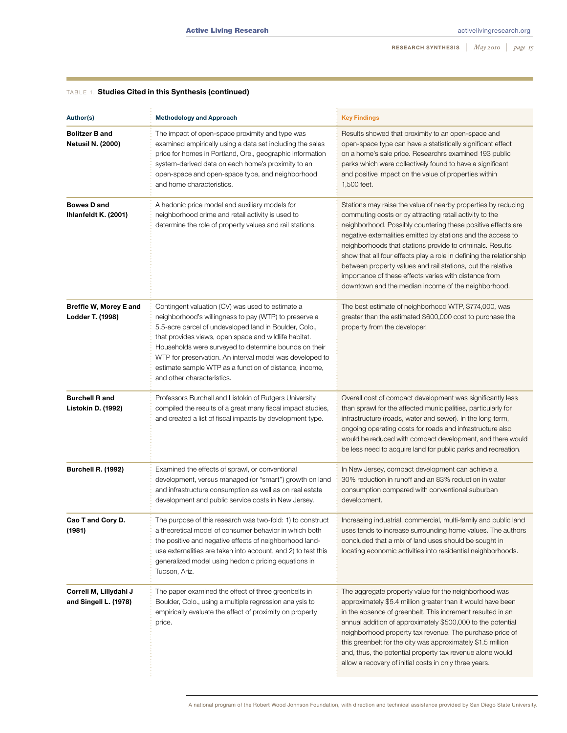TABLE 1. **Studies Cited in this Synthesis (continued)**

| Author(s) | Methodology and Approach | Key Findings |
|---|---|---|
| **Bolitzer B and Netusil N. (2000)** | The impact of open-space proximity and type was examined empirically using a data set including the sales price for homes in Portland, Ore., geographic information system-derived data on each home's proximity to an open-space and open-space type, and neighborhood and home characteristics. | Results showed that proximity to an open-space and open-space type can have a statistically significant effect on a home's sale price. Researchrs examined 193 public parks which were collectively found to have a significant and positive impact on the value of properties within 1,500 feet. |
| **Bowes D and Ihlanfeldt K. (2001)** | A hedonic price model and auxiliary models for neighborhood crime and retail activity is used to determine the role of property values and rail stations. | Stations may raise the value of nearby properties by reducing commuting costs or by attracting retail activity to the neighborhood. Possibly countering these positive effects are negative externalities emitted by stations and the access to neighborhoods that stations provide to criminals. Results show that all four effects play a role in defining the relationship between property values and rail stations, but the relative importance of these effects varies with distance from downtown and the median income of the neighborhood. |
| **Breffle W, Morey E and Lodder T. (1998)** | Contingent valuation (CV) was used to estimate a neighborhood's willingness to pay (WTP) to preserve a 5.5-acre parcel of undeveloped land in Boulder, Colo., that provides views, open space and wildlife habitat. Households were surveyed to determine bounds on their WTP for preservation. An interval model was developed to estimate sample WTP as a function of distance, income, and other characteristics. | The best estimate of neighborhood WTP, $774,000, was greater than the estimated $600,000 cost to purchase the property from the developer. |
| **Burchell R and Listokin D. (1992)** | Professors Burchell and Listokin of Rutgers University compiled the results of a great many fiscal impact studies, and created a list of fiscal impacts by development type. | Overall cost of compact development was significantly less than sprawl for the affected municipalities, particularly for infrastructure (roads, water and sewer). In the long term, ongoing operating costs for roads and infrastructure also would be reduced with compact development, and there would be less need to acquire land for public parks and recreation. |
| **Burchell R. (1992)** | Examined the effects of sprawl, or conventional development, versus managed (or "smart") growth on land and infrastructure consumption as well as on real estate development and public service costs in New Jersey. | In New Jersey, compact development can achieve a 30% reduction in runoff and an 83% reduction in water consumption compared with conventional suburban development. |
| **Cao T and Cory D. (1981)** | The purpose of this research was two-fold: 1) to construct a theoretical model of consumer behavior in which both the positive and negative effects of neighborhood land-use externalities are taken into account, and 2) to test this generalized model using hedonic pricing equations in Tucson, Ariz. | Increasing industrial, commercial, multi-family and public land uses tends to increase surrounding home values. The authors concluded that a mix of land uses should be sought in locating economic activities into residential neighborhoods. |
| **Correll M, Lillydahl J and Singell L. (1978)** | The paper examined the effect of three greenbelts in Boulder, Colo., using a multiple regression analysis to empirically evaluate the effect of proximity on property price. | The aggregate property value for the neighborhood was approximately $5.4 million greater than it would have been in the absence of greenbelt. This increment resulted in an annual addition of approximately $500,000 to the potential neighborhood property tax revenue. The purchase price of this greenbelt for the city was approximately $1.5 million and, thus, the potential property tax revenue alone would allow a recovery of initial costs in only three years. |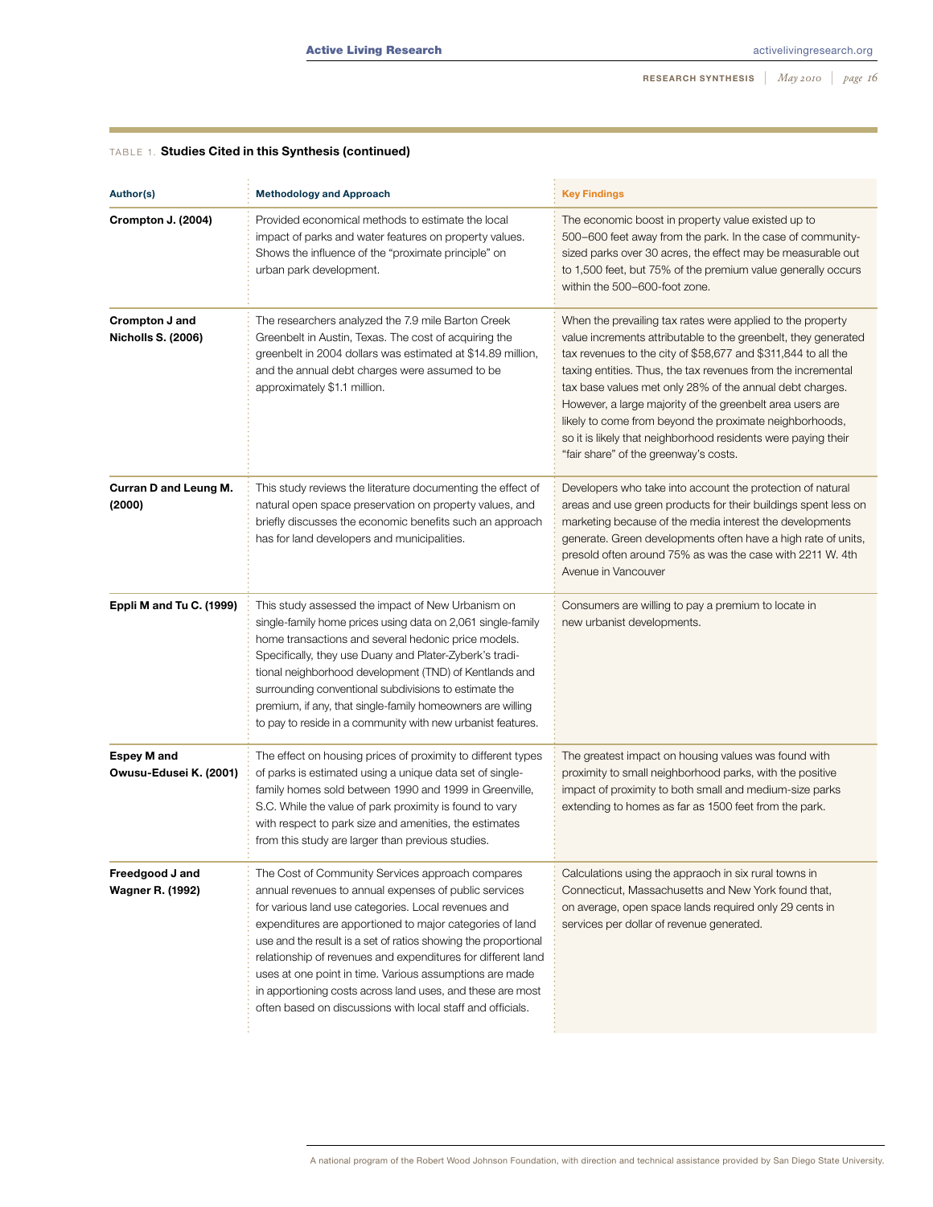TABLE 1. **Studies Cited in this Synthesis (continued)**

| Author(s) | Methodology and Approach | Key Findings |
|---|---|---|
| **Crompton J. (2004)** | Provided economical methods to estimate the local impact of parks and water features on property values. Shows the influence of the "proximate principle" on urban park development. | The economic boost in property value existed up to 500–600 feet away from the park. In the case of community-sized parks over 30 acres, the effect may be measurable out to 1,500 feet, but 75% of the premium value generally occurs within the 500–600-foot zone. |
| **Crompton J and Nicholls S. (2006)** | The researchers analyzed the 7.9 mile Barton Creek Greenbelt in Austin, Texas. The cost of acquiring the greenbelt in 2004 dollars was estimated at $14.89 million, and the annual debt charges were assumed to be approximately $1.1 million. | When the prevailing tax rates were applied to the property value increments attributable to the greenbelt, they generated tax revenues to the city of $58,677 and $311,844 to all the taxing entities. Thus, the tax revenues from the incremental tax base values met only 28% of the annual debt charges. However, a large majority of the greenbelt area users are likely to come from beyond the proximate neighborhoods, so it is likely that neighborhood residents were paying their "fair share" of the greenway's costs. |
| **Curran D and Leung M. (2000)** | This study reviews the literature documenting the effect of natural open space preservation on property values, and briefly discusses the economic benefits such an approach has for land developers and municipalities. | Developers who take into account the protection of natural areas and use green products for their buildings spent less on marketing because of the media interest the developments generate. Green developments often have a high rate of units, presold often around 75% as was the case with 2211 W. 4th Avenue in Vancouver |
| **Eppli M and Tu C. (1999)** | This study assessed the impact of New Urbanism on single-family home prices using data on 2,061 single-family home transactions and several hedonic price models. Specifically, they use Duany and Plater-Zyberk's traditional neighborhood development (TND) of Kentlands and surrounding conventional subdivisions to estimate the premium, if any, that single-family homeowners are willing to pay to reside in a community with new urbanist features. | Consumers are willing to pay a premium to locate in new urbanist developments. |
| **Espey M and Owusu-Edusei K. (2001)** | The effect on housing prices of proximity to different types of parks is estimated using a unique data set of single-family homes sold between 1990 and 1999 in Greenville, S.C. While the value of park proximity is found to vary with respect to park size and amenities, the estimates from this study are larger than previous studies. | The greatest impact on housing values was found with proximity to small neighborhood parks, with the positive impact of proximity to both small and medium-size parks extending to homes as far as 1500 feet from the park. |
| **Freedgood J and Wagner R. (1992)** | The Cost of Community Services approach compares annual revenues to annual expenses of public services for various land use categories. Local revenues and expenditures are apportioned to major categories of land use and the result is a set of ratios showing the proportional relationship of revenues and expenditures for different land uses at one point in time. Various assumptions are made in apportioning costs across land uses, and these are most often based on discussions with local staff and officials. | Calculations using the appraoch in six rural towns in Connecticut, Massachusetts and New York found that, on average, open space lands required only 29 cents in services per dollar of revenue generated. |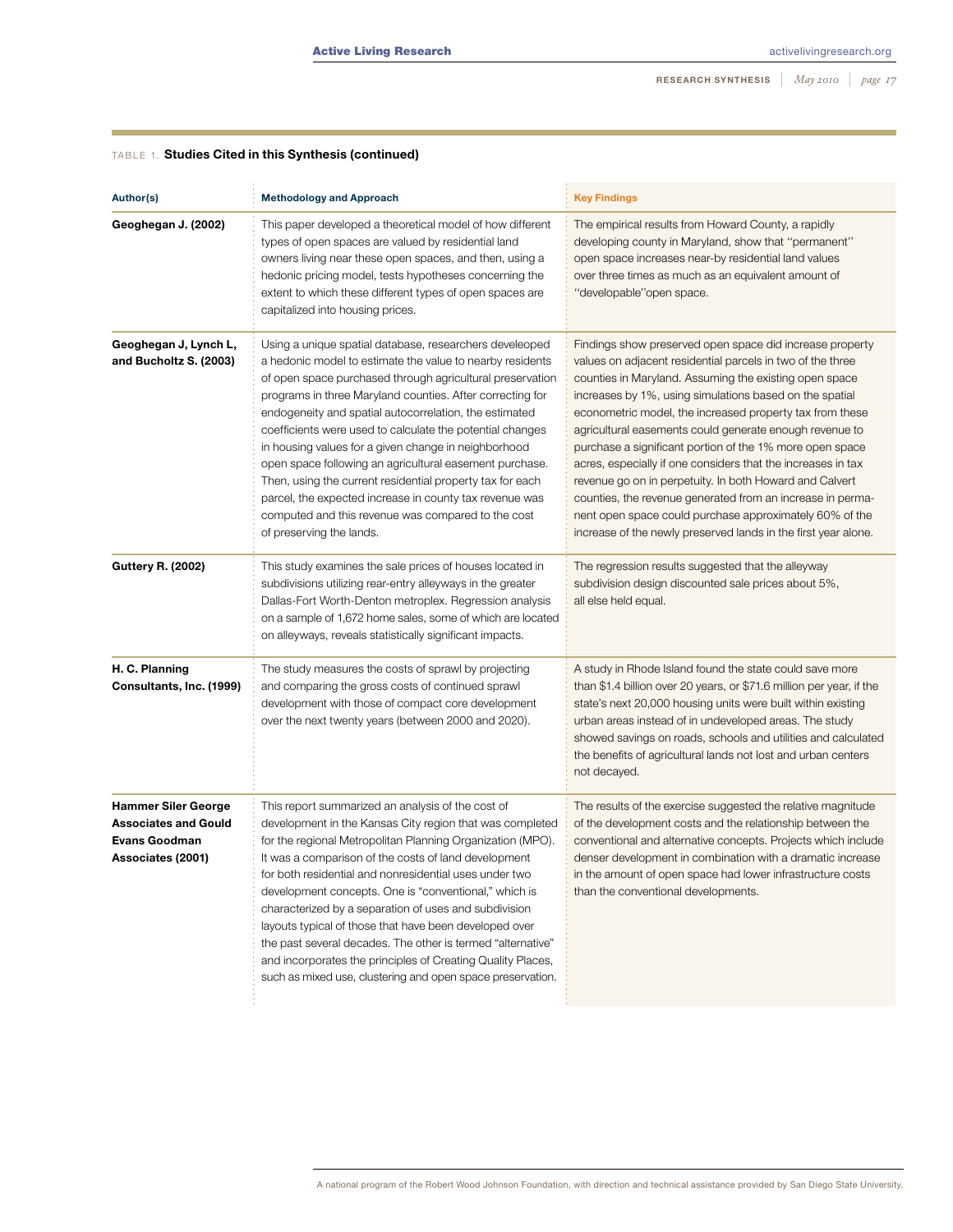TABLE 1. **Studies Cited in this Synthesis (continued)**

| Author(s) | Methodology and Approach | Key Findings |
| --- | --- | --- |
| **Geoghegan J. (2002)** | This paper developed a theoretical model of how different types of open spaces are valued by residential land owners living near these open spaces, and then, using a hedonic pricing model, tests hypotheses concerning the extent to which these different types of open spaces are capitalized into housing prices. | The empirical results from Howard County, a rapidly developing county in Maryland, show that "permanent" open space increases near-by residential land values over three times as much as an equivalent amount of "developable"open space. |
| **Geoghegan J, Lynch L, and Bucholtz S. (2003)** | Using a unique spatial database, researchers develeoped a hedonic model to estimate the value to nearby residents of open space purchased through agricultural preservation programs in three Maryland counties. After correcting for endogeneity and spatial autocorrelation, the estimated coefficients were used to calculate the potential changes in housing values for a given change in neighborhood open space following an agricultural easement purchase. Then, using the current residential property tax for each parcel, the expected increase in county tax revenue was computed and this revenue was compared to the cost of preserving the lands. | Findings show preserved open space did increase property values on adjacent residential parcels in two of the three counties in Maryland. Assuming the existing open space increases by 1%, using simulations based on the spatial econometric model, the increased property tax from these agricultural easements could generate enough revenue to purchase a significant portion of the 1% more open space acres, especially if one considers that the increases in tax revenue go on in perpetuity. In both Howard and Calvert counties, the revenue generated from an increase in permanent open space could purchase approximately 60% of the increase of the newly preserved lands in the first year alone. |
| **Guttery R. (2002)** | This study examines the sale prices of houses located in subdivisions utilizing rear-entry alleyways in the greater Dallas-Fort Worth-Denton metroplex. Regression analysis on a sample of 1,672 home sales, some of which are located on alleyways, reveals statistically significant impacts. | The regression results suggested that the alleyway subdivision design discounted sale prices about 5%, all else held equal. |
| **H. C. Planning Consultants, Inc. (1999)** | The study measures the costs of sprawl by projecting and comparing the gross costs of continued sprawl development with those of compact core development over the next twenty years (between 2000 and 2020). | A study in Rhode Island found the state could save more than $1.4 billion over 20 years, or $71.6 million per year, if the state's next 20,000 housing units were built within existing urban areas instead of in undeveloped areas. The study showed savings on roads, schools and utilities and calculated the benefits of agricultural lands not lost and urban centers not decayed. |
| **Hammer Siler George Associates and Gould Evans Goodman Associates (2001)** | This report summarized an analysis of the cost of development in the Kansas City region that was completed for the regional Metropolitan Planning Organization (MPO). It was a comparison of the costs of land development for both residential and nonresidential uses under two development concepts. One is "conventional," which is characterized by a separation of uses and subdivision layouts typical of those that have been developed over the past several decades. The other is termed "alternative" and incorporates the principles of Creating Quality Places, such as mixed use, clustering and open space preservation. | The results of the exercise suggested the relative magnitude of the development costs and the relationship between the conventional and alternative concepts. Projects which include denser development in combination with a dramatic increase in the amount of open space had lower infrastructure costs than the conventional developments. |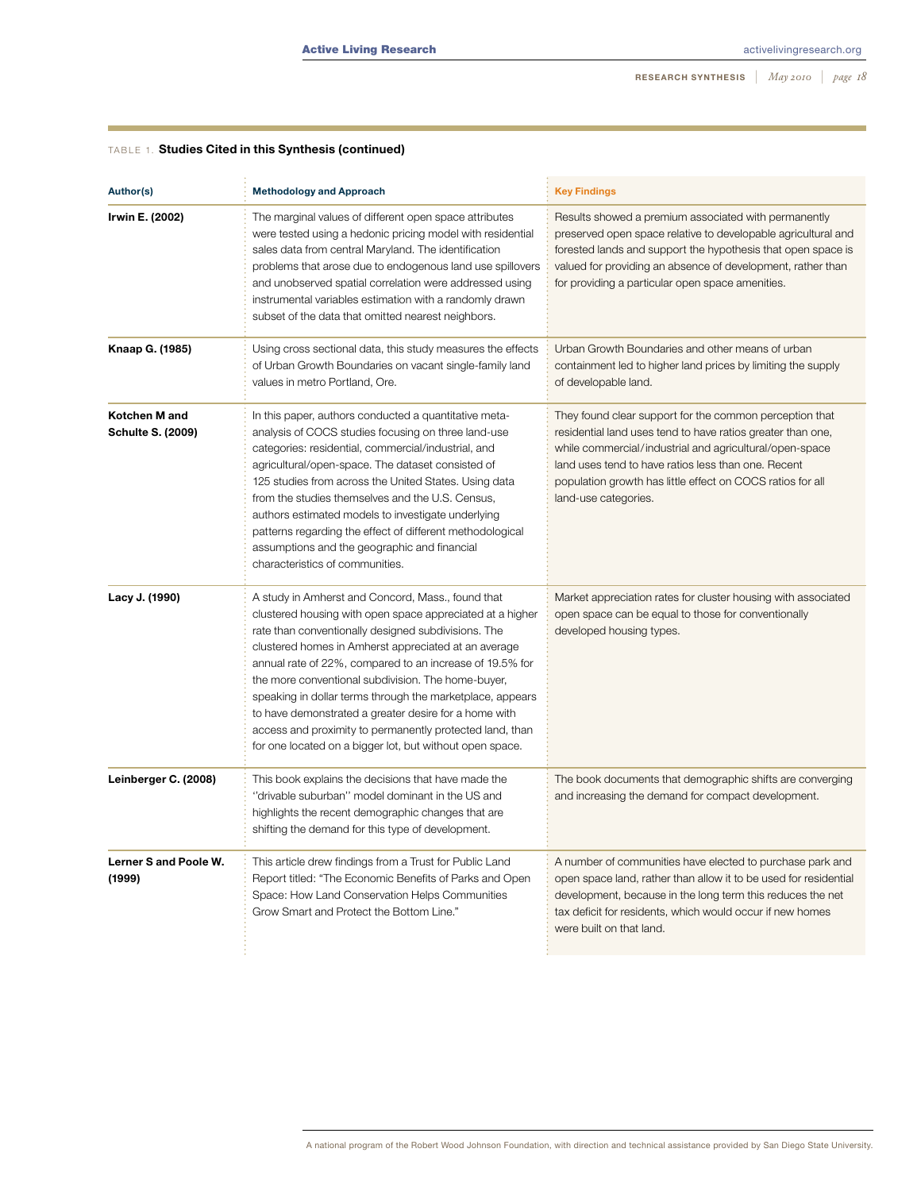TABLE 1. **Studies Cited in this Synthesis (continued)**

| Author(s) | Methodology and Approach | Key Findings |
|---|---|---|
| **Irwin E. (2002)** | The marginal values of different open space attributes were tested using a hedonic pricing model with residential sales data from central Maryland. The identification problems that arose due to endogenous land use spillovers and unobserved spatial correlation were addressed using instrumental variables estimation with a randomly drawn subset of the data that omitted nearest neighbors. | Results showed a premium associated with permanently preserved open space relative to developable agricultural and forested lands and support the hypothesis that open space is valued for providing an absence of development, rather than for providing a particular open space amenities. |
| **Knaap G. (1985)** | Using cross sectional data, this study measures the effects of Urban Growth Boundaries on vacant single-family land values in metro Portland, Ore. | Urban Growth Boundaries and other means of urban containment led to higher land prices by limiting the supply of developable land. |
| **Kotchen M and Schulte S. (2009)** | In this paper, authors conducted a quantitative meta-analysis of COCS studies focusing on three land-use categories: residential, commercial/industrial, and agricultural/open-space. The dataset consisted of 125 studies from across the United States. Using data from the studies themselves and the U.S. Census, authors estimated models to investigate underlying patterns regarding the effect of different methodological assumptions and the geographic and financial characteristics of communities. | They found clear support for the common perception that residential land uses tend to have ratios greater than one, while commercial/industrial and agricultural/open-space land uses tend to have ratios less than one. Recent population growth has little effect on COCS ratios for all land-use categories. |
| **Lacy J. (1990)** | A study in Amherst and Concord, Mass., found that clustered housing with open space appreciated at a higher rate than conventionally designed subdivisions. The clustered homes in Amherst appreciated at an average annual rate of 22%, compared to an increase of 19.5% for the more conventional subdivision. The home-buyer, speaking in dollar terms through the marketplace, appears to have demonstrated a greater desire for a home with access and proximity to permanently protected land, than for one located on a bigger lot, but without open space. | Market appreciation rates for cluster housing with associated open space can be equal to those for conventionally developed housing types. |
| **Leinberger C. (2008)** | This book explains the decisions that have made the "drivable suburban" model dominant in the US and highlights the recent demographic changes that are shifting the demand for this type of development. | The book documents that demographic shifts are converging and increasing the demand for compact development. |
| **Lerner S and Poole W. (1999)** | This article drew findings from a Trust for Public Land Report titled: "The Economic Benefits of Parks and Open Space: How Land Conservation Helps Communities Grow Smart and Protect the Bottom Line." | A number of communities have elected to purchase park and open space land, rather than allow it to be used for residential development, because in the long term this reduces the net tax deficit for residents, which would occur if new homes were built on that land. |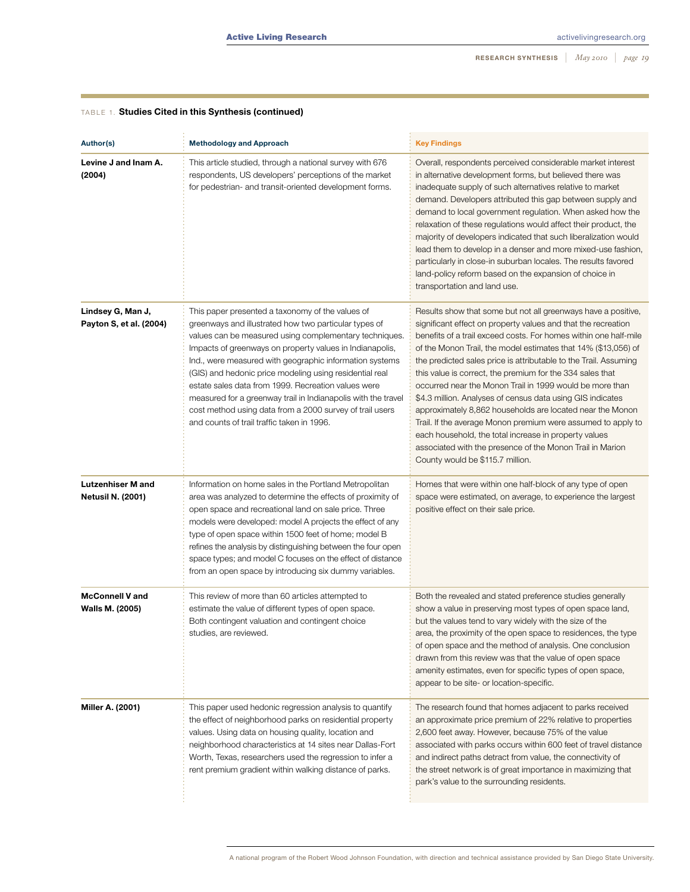TABLE 1. **Studies Cited in this Synthesis (continued)**

| Author(s) | Methodology and Approach | Key Findings |
|---|---|---|
| **Levine J and Inam A. (2004)** | This article studied, through a national survey with 676 respondents, US developers' perceptions of the market for pedestrian- and transit-oriented development forms. | Overall, respondents perceived considerable market interest in alternative development forms, but believed there was inadequate supply of such alternatives relative to market demand. Developers attributed this gap between supply and demand to local government regulation. When asked how the relaxation of these regulations would affect their product, the majority of developers indicated that such liberalization would lead them to develop in a denser and more mixed-use fashion, particularly in close-in suburban locales. The results favored land-policy reform based on the expansion of choice in transportation and land use. |
| **Lindsey G, Man J, Payton S, et al. (2004)** | This paper presented a taxonomy of the values of greenways and illustrated how two particular types of values can be measured using complementary techniques. Impacts of greenways on property values in Indianapolis, Ind., were measured with geographic information systems (GIS) and hedonic price modeling using residential real estate sales data from 1999. Recreation values were measured for a greenway trail in Indianapolis with the travel cost method using data from a 2000 survey of trail users and counts of trail traffic taken in 1996. | Results show that some but not all greenways have a positive, significant effect on property values and that the recreation benefits of a trail exceed costs. For homes within one half-mile of the Monon Trail, the model estimates that 14% ($13,056) of the predicted sales price is attributable to the Trail. Assuming this value is correct, the premium for the 334 sales that occurred near the Monon Trail in 1999 would be more than $4.3 million. Analyses of census data using GIS indicates approximately 8,862 households are located near the Monon Trail. If the average Monon premium were assumed to apply to each household, the total increase in property values associated with the presence of the Monon Trail in Marion County would be $115.7 million. |
| **Lutzenhiser M and Netusil N. (2001)** | Information on home sales in the Portland Metropolitan area was analyzed to determine the effects of proximity of open space and recreational land on sale price. Three models were developed: model A projects the effect of any type of open space within 1500 feet of home; model B refines the analysis by distinguishing between the four open space types; and model C focuses on the effect of distance from an open space by introducing six dummy variables. | Homes that were within one half-block of any type of open space were estimated, on average, to experience the largest positive effect on their sale price. |
| **McConnell V and Walls M. (2005)** | This review of more than 60 articles attempted to estimate the value of different types of open space. Both contingent valuation and contingent choice studies, are reviewed. | Both the revealed and stated preference studies generally show a value in preserving most types of open space land, but the values tend to vary widely with the size of the area, the proximity of the open space to residences, the type of open space and the method of analysis. One conclusion drawn from this review was that the value of open space amenity estimates, even for specific types of open space, appear to be site- or location-specific. |
| **Miller A. (2001)** | This paper used hedonic regression analysis to quantify the effect of neighborhood parks on residential property values. Using data on housing quality, location and neighborhood characteristics at 14 sites near Dallas-Fort Worth, Texas, researchers used the regression to infer a rent premium gradient within walking distance of parks. | The research found that homes adjacent to parks received an approximate price premium of 22% relative to properties 2,600 feet away. However, because 75% of the value associated with parks occurs within 600 feet of travel distance and indirect paths detract from value, the connectivity of the street network is of great importance in maximizing that park's value to the surrounding residents. |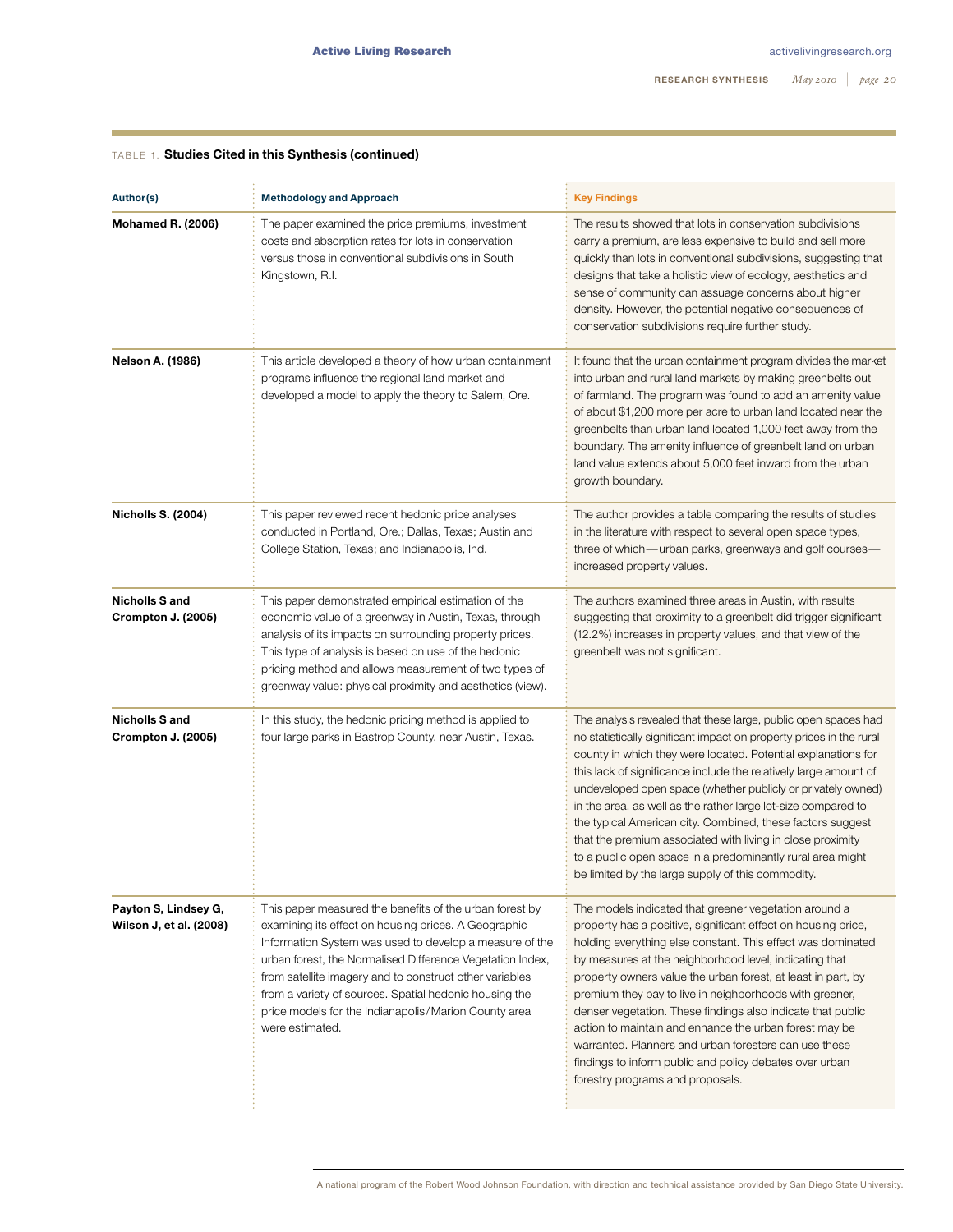TABLE 1. **Studies Cited in this Synthesis (continued)**

| Author(s) | Methodology and Approach | Key Findings |
|---|---|---|
| **Mohamed R. (2006)** | The paper examined the price premiums, investment costs and absorption rates for lots in conservation versus those in conventional subdivisions in South Kingstown, R.I. | The results showed that lots in conservation subdivisions carry a premium, are less expensive to build and sell more quickly than lots in conventional subdivisions, suggesting that designs that take a holistic view of ecology, aesthetics and sense of community can assuage concerns about higher density. However, the potential negative consequences of conservation subdivisions require further study. |
| **Nelson A. (1986)** | This article developed a theory of how urban containment programs influence the regional land market and developed a model to apply the theory to Salem, Ore. | It found that the urban containment program divides the market into urban and rural land markets by making greenbelts out of farmland. The program was found to add an amenity value of about $1,200 more per acre to urban land located near the greenbelts than urban land located 1,000 feet away from the boundary. The amenity influence of greenbelt land on urban land value extends about 5,000 feet inward from the urban growth boundary. |
| **Nicholls S. (2004)** | This paper reviewed recent hedonic price analyses conducted in Portland, Ore.; Dallas, Texas; Austin and College Station, Texas; and Indianapolis, Ind. | The author provides a table comparing the results of studies in the literature with respect to several open space types, three of which—urban parks, greenways and golf courses—increased property values. |
| **Nicholls S and Crompton J. (2005)** | This paper demonstrated empirical estimation of the economic value of a greenway in Austin, Texas, through analysis of its impacts on surrounding property prices. This type of analysis is based on use of the hedonic pricing method and allows measurement of two types of greenway value: physical proximity and aesthetics (view). | The authors examined three areas in Austin, with results suggesting that proximity to a greenbelt did trigger significant (12.2%) increases in property values, and that view of the greenbelt was not significant. |
| **Nicholls S and Crompton J. (2005)** | In this study, the hedonic pricing method is applied to four large parks in Bastrop County, near Austin, Texas. | The analysis revealed that these large, public open spaces had no statistically significant impact on property prices in the rural county in which they were located. Potential explanations for this lack of significance include the relatively large amount of undeveloped open space (whether publicly or privately owned) in the area, as well as the rather large lot-size compared to the typical American city. Combined, these factors suggest that the premium associated with living in close proximity to a public open space in a predominantly rural area might be limited by the large supply of this commodity. |
| **Payton S, Lindsey G, Wilson J, et al. (2008)** | This paper measured the benefits of the urban forest by examining its effect on housing prices. A Geographic Information System was used to develop a measure of the urban forest, the Normalised Difference Vegetation Index, from satellite imagery and to construct other variables from a variety of sources. Spatial hedonic housing the price models for the Indianapolis/Marion County area were estimated. | The models indicated that greener vegetation around a property has a positive, significant effect on housing price, holding everything else constant. This effect was dominated by measures at the neighborhood level, indicating that property owners value the urban forest, at least in part, by premium they pay to live in neighborhoods with greener, denser vegetation. These findings also indicate that public action to maintain and enhance the urban forest may be warranted. Planners and urban foresters can use these findings to inform public and policy debates over urban forestry programs and proposals. |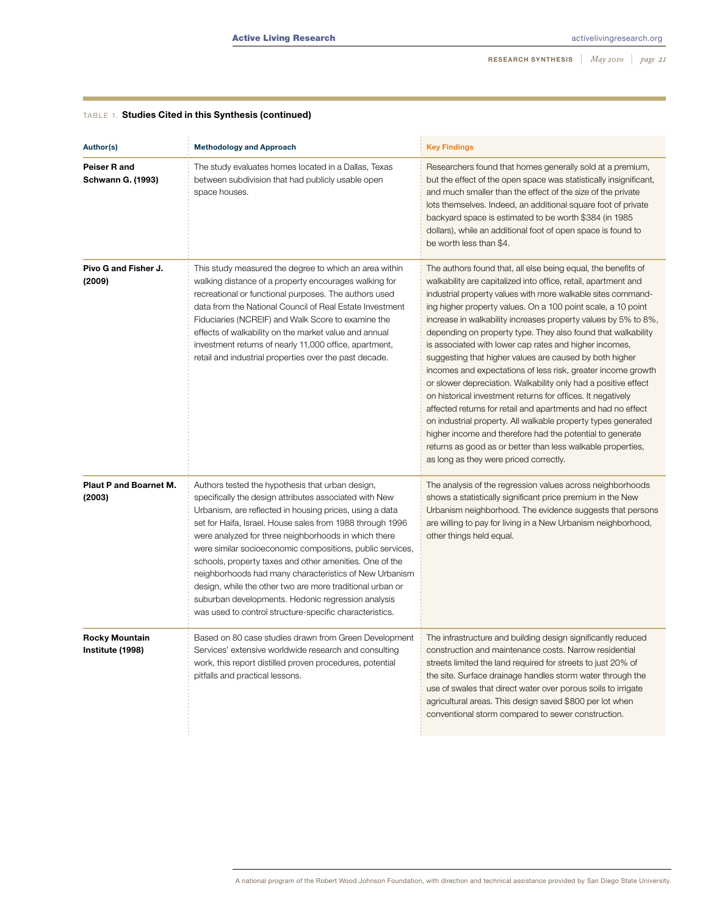TABLE 1. **Studies Cited in this Synthesis (continued)**

| Author(s) | Methodology and Approach | Key Findings |
|---|---|---|
| **Peiser R and Schwann G. (1993)** | The study evaluates homes located in a Dallas, Texas between subdivision that had publicly usable open space houses. | Researchers found that homes generally sold at a premium, but the effect of the open space was statistically insignificant, and much smaller than the effect of the size of the private lots themselves. Indeed, an additional square foot of private backyard space is estimated to be worth $384 (in 1985 dollars), while an additional foot of open space is found to be worth less than $4. |
| **Pivo G and Fisher J. (2009)** | This study measured the degree to which an area within walking distance of a property encourages walking for recreational or functional purposes. The authors used data from the National Council of Real Estate Investment Fiduciaries (NCREIF) and Walk Score to examine the effects of walkability on the market value and annual investment returns of nearly 11,000 office, apartment, retail and industrial properties over the past decade. | The authors found that, all else being equal, the benefits of walkability are capitalized into office, retail, apartment and industrial property values with more walkable sites commanding higher property values. On a 100 point scale, a 10 point increase in walkability increases property values by 5% to 8%, depending on property type. They also found that walkability is associated with lower cap rates and higher incomes, suggesting that higher values are caused by both higher incomes and expectations of less risk, greater income growth or slower depreciation. Walkability only had a positive effect on historical investment returns for offices. It negatively affected returns for retail and apartments and had no effect on industrial property. All walkable property types generated higher income and therefore had the potential to generate returns as good as or better than less walkable properties, as long as they were priced correctly. |
| **Plaut P and Boarnet M. (2003)** | Authors tested the hypothesis that urban design, specifically the design attributes associated with New Urbanism, are reflected in housing prices, using a data set for Haifa, Israel. House sales from 1988 through 1996 were analyzed for three neighborhoods in which there were similar socioeconomic compositions, public services, schools, property taxes and other amenities. One of the neighborhoods had many characteristics of New Urbanism design, while the other two are more traditional urban or suburban developments. Hedonic regression analysis was used to control structure-specific characteristics. | The analysis of the regression values across neighborhoods shows a statistically significant price premium in the New Urbanism neighborhood. The evidence suggests that persons are willing to pay for living in a New Urbanism neighborhood, other things held equal. |
| **Rocky Mountain Institute (1998)** | Based on 80 case studies drawn from Green Development Services' extensive worldwide research and consulting work, this report distilled proven procedures, potential pitfalls and practical lessons. | The infrastructure and building design significantly reduced construction and maintenance costs. Narrow residential streets limited the land required for streets to just 20% of the site. Surface drainage handles storm water through the use of swales that direct water over porous soils to irrigate agricultural areas. This design saved $800 per lot when conventional storm compared to sewer construction. |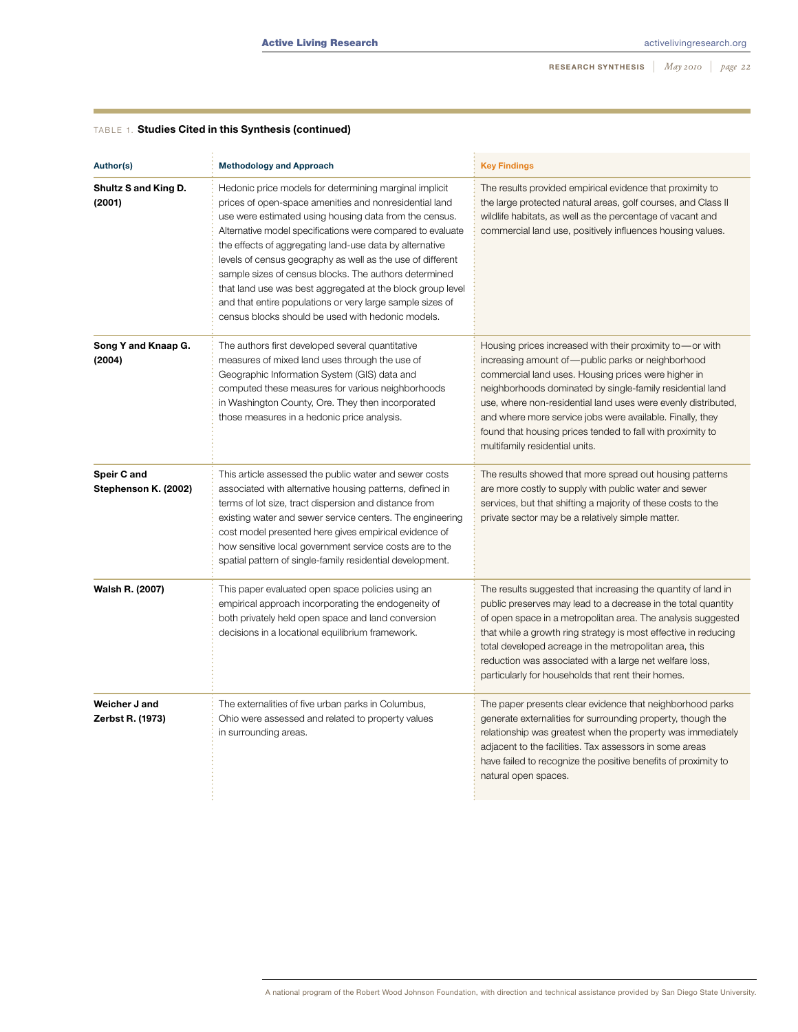TABLE 1. **Studies Cited in this Synthesis (continued)**

| Author(s) | Methodology and Approach | Key Findings |
|---|---|---|
| **Shultz S and King D. (2001)** | Hedonic price models for determining marginal implicit prices of open-space amenities and nonresidential land use were estimated using housing data from the census. Alternative model specifications were compared to evaluate the effects of aggregating land-use data by alternative levels of census geography as well as the use of different sample sizes of census blocks. The authors determined that land use was best aggregated at the block group level and that entire populations or very large sample sizes of census blocks should be used with hedonic models. | The results provided empirical evidence that proximity to the large protected natural areas, golf courses, and Class II wildlife habitats, as well as the percentage of vacant and commercial land use, positively influences housing values. |
| **Song Y and Knaap G. (2004)** | The authors first developed several quantitative measures of mixed land uses through the use of Geographic Information System (GIS) data and computed these measures for various neighborhoods in Washington County, Ore. They then incorporated those measures in a hedonic price analysis. | Housing prices increased with their proximity to—or with increasing amount of—public parks or neighborhood commercial land uses. Housing prices were higher in neighborhoods dominated by single-family residential land use, where non-residential land uses were evenly distributed, and where more service jobs were available. Finally, they found that housing prices tended to fall with proximity to multifamily residential units. |
| **Speir C and Stephenson K. (2002)** | This article assessed the public water and sewer costs associated with alternative housing patterns, defined in terms of lot size, tract dispersion and distance from existing water and sewer service centers. The engineering cost model presented here gives empirical evidence of how sensitive local government service costs are to the spatial pattern of single-family residential development. | The results showed that more spread out housing patterns are more costly to supply with public water and sewer services, but that shifting a majority of these costs to the private sector may be a relatively simple matter. |
| **Walsh R. (2007)** | This paper evaluated open space policies using an empirical approach incorporating the endogeneity of both privately held open space and land conversion decisions in a locational equilibrium framework. | The results suggested that increasing the quantity of land in public preserves may lead to a decrease in the total quantity of open space in a metropolitan area. The analysis suggested that while a growth ring strategy is most effective in reducing total developed acreage in the metropolitan area, this reduction was associated with a large net welfare loss, particularly for households that rent their homes. |
| **Weicher J and Zerbst R. (1973)** | The externalities of five urban parks in Columbus, Ohio were assessed and related to property values in surrounding areas. | The paper presents clear evidence that neighborhood parks generate externalities for surrounding property, though the relationship was greatest when the property was immediately adjacent to the facilities. Tax assessors in some areas have failed to recognize the positive benefits of proximity to natural open spaces. |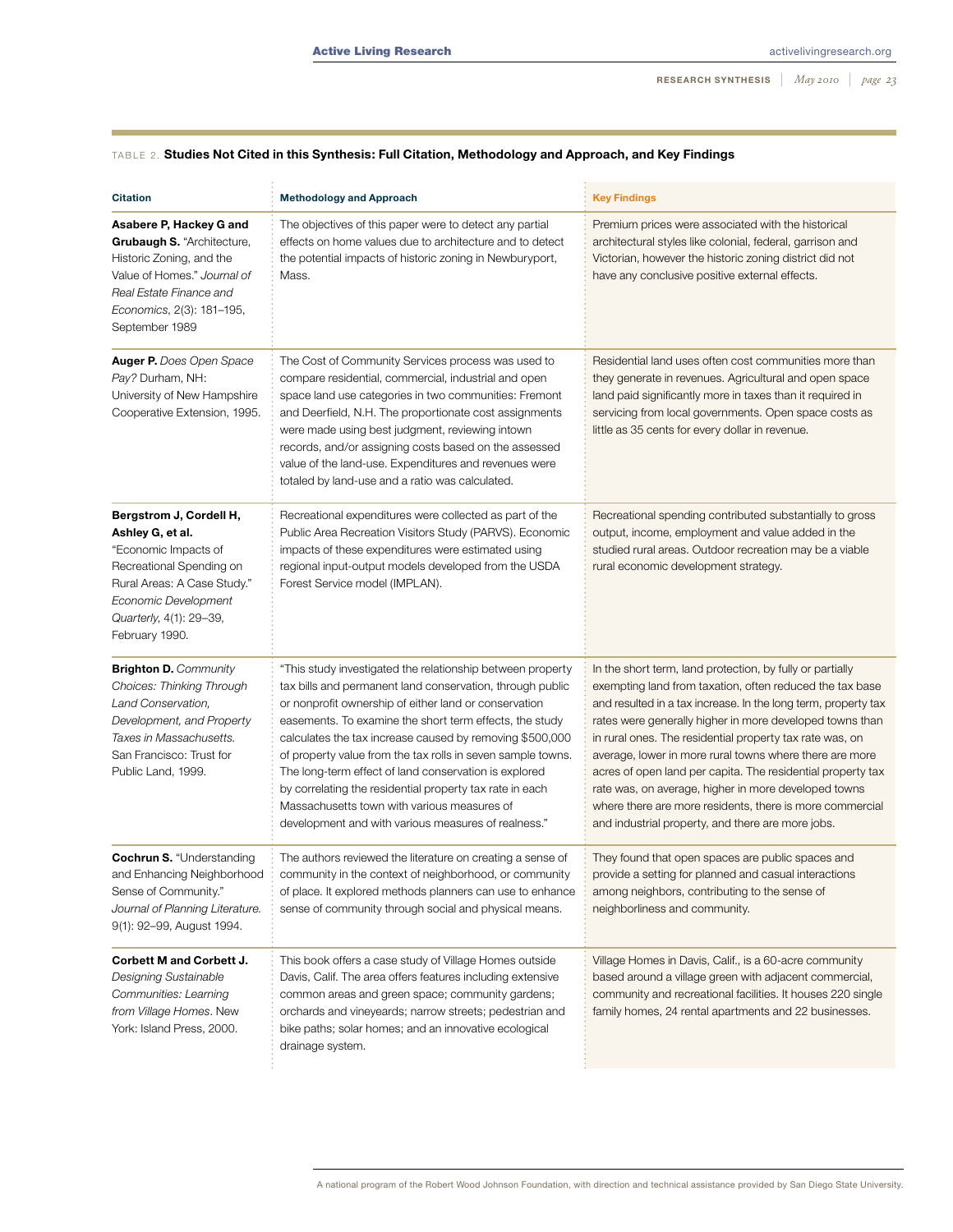TABLE 2. **Studies Not Cited in this Synthesis: Full Citation, Methodology and Approach, and Key Findings**

| Citation | Methodology and Approach | Key Findings |
| --- | --- | --- |
| **Asabere P, Hackey G and Grubaugh S.** "Architecture, Historic Zoning, and the Value of Homes." *Journal of Real Estate Finance and Economics*, 2(3): 181–195, September 1989 | The objectives of this paper were to detect any partial effects on home values due to architecture and to detect the potential impacts of historic zoning in Newburyport, Mass. | Premium prices were associated with the historical architectural styles like colonial, federal, garrison and Victorian, however the historic zoning district did not have any conclusive positive external effects. |
| **Auger P.** *Does Open Space Pay?* Durham, NH: University of New Hampshire Cooperative Extension, 1995. | The Cost of Community Services process was used to compare residential, commercial, industrial and open space land use categories in two communities: Fremont and Deerfield, N.H. The proportionate cost assignments were made using best judgment, reviewing intown records, and/or assigning costs based on the assessed value of the land-use. Expenditures and revenues were totaled by land-use and a ratio was calculated. | Residential land uses often cost communities more than they generate in revenues. Agricultural and open space land paid significantly more in taxes than it required in servicing from local governments. Open space costs as little as 35 cents for every dollar in revenue. |
| **Bergstrom J, Cordell H, Ashley G, et al.** "Economic Impacts of Recreational Spending on Rural Areas: A Case Study." *Economic Development Quarterly*, 4(1): 29–39, February 1990. | Recreational expenditures were collected as part of the Public Area Recreation Visitors Study (PARVS). Economic impacts of these expenditures were estimated using regional input-output models developed from the USDA Forest Service model (IMPLAN). | Recreational spending contributed substantially to gross output, income, employment and value added in the studied rural areas. Outdoor recreation may be a viable rural economic development strategy. |
| **Brighton D.** *Community Choices: Thinking Through Land Conservation, Development, and Property Taxes in Massachusetts.* San Francisco: Trust for Public Land, 1999. | "This study investigated the relationship between property tax bills and permanent land conservation, through public or nonprofit ownership of either land or conservation easements. To examine the short term effects, the study calculates the tax increase caused by removing $500,000 of property value from the tax rolls in seven sample towns. The long-term effect of land conservation is explored by correlating the residential property tax rate in each Massachusetts town with various measures of development and with various measures of realness." | In the short term, land protection, by fully or partially exempting land from taxation, often reduced the tax base and resulted in a tax increase. In the long term, property tax rates were generally higher in more developed towns than in rural ones. The residential property tax rate was, on average, lower in more rural towns where there are more acres of open land per capita. The residential property tax rate was, on average, higher in more developed towns where there are more residents, there is more commercial and industrial property, and there are more jobs. |
| **Cochrun S.** "Understanding and Enhancing Neighborhood Sense of Community." *Journal of Planning Literature.* 9(1): 92–99, August 1994. | The authors reviewed the literature on creating a sense of community in the context of neighborhood, or community of place. It explored methods planners can use to enhance sense of community through social and physical means. | They found that open spaces are public spaces and provide a setting for planned and casual interactions among neighbors, contributing to the sense of neighborliness and community. |
| **Corbett M and Corbett J.** *Designing Sustainable Communities: Learning from Village Homes*. New York: Island Press, 2000. | This book offers a case study of Village Homes outside Davis, Calif. The area offers features including extensive common areas and green space; community gardens; orchards and vineyards; narrow streets; pedestrian and bike paths; solar homes; and an innovative ecological drainage system. | Village Homes in Davis, Calif., is a 60-acre community based around a village green with adjacent commercial, community and recreational facilities. It houses 220 single family homes, 24 rental apartments and 22 businesses. |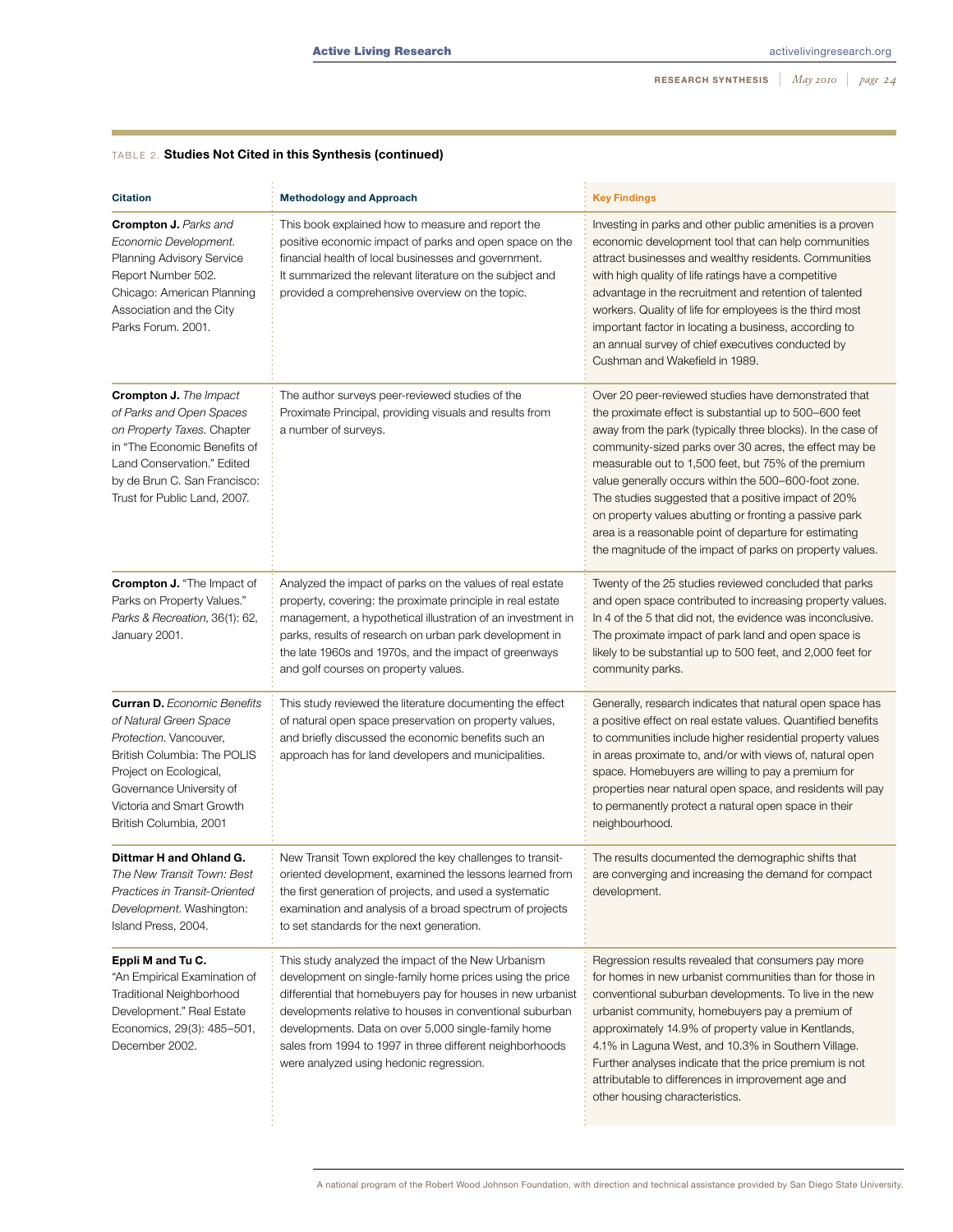TABLE 2. **Studies Not Cited in this Synthesis (continued)**

| Citation | Methodology and Approach | Key Findings |
|---|---|---|
| **Crompton J.** *Parks and Economic Development.* Planning Advisory Service Report Number 502. Chicago: American Planning Association and the City Parks Forum. 2001. | This book explained how to measure and report the positive economic impact of parks and open space on the financial health of local businesses and government. It summarized the relevant literature on the subject and provided a comprehensive overview on the topic. | Investing in parks and other public amenities is a proven economic development tool that can help communities attract businesses and wealthy residents. Communities with high quality of life ratings have a competitive advantage in the recruitment and retention of talented workers. Quality of life for employees is the third most important factor in locating a business, according to an annual survey of chief executives conducted by Cushman and Wakefield in 1989. |
| **Crompton J.** *The Impact of Parks and Open Spaces on Property Taxes.* Chapter in "The Economic Benefits of Land Conservation." Edited by de Brun C. San Francisco: Trust for Public Land, 2007. | The author surveys peer-reviewed studies of the Proximate Principal, providing visuals and results from a number of surveys. | Over 20 peer-reviewed studies have demonstrated that the proximate effect is substantial up to 500–600 feet away from the park (typically three blocks). In the case of community-sized parks over 30 acres, the effect may be measurable out to 1,500 feet, but 75% of the premium value generally occurs within the 500–600-foot zone. The studies suggested that a positive impact of 20% on property values abutting or fronting a passive park area is a reasonable point of departure for estimating the magnitude of the impact of parks on property values. |
| **Crompton J.** "The Impact of Parks on Property Values." *Parks & Recreation,* 36(1): 62, January 2001. | Analyzed the impact of parks on the values of real estate property, covering: the proximate principle in real estate management, a hypothetical illustration of an investment in parks, results of research on urban park development in the late 1960s and 1970s, and the impact of greenways and golf courses on property values. | Twenty of the 25 studies reviewed concluded that parks and open space contributed to increasing property values. In 4 of the 5 that did not, the evidence was inconclusive. The proximate impact of park land and open space is likely to be substantial up to 500 feet, and 2,000 feet for community parks. |
| **Curran D.** *Economic Benefits of Natural Green Space Protection.* Vancouver, British Columbia: The POLIS Project on Ecological, Governance University of Victoria and Smart Growth British Columbia, 2001 | This study reviewed the literature documenting the effect of natural open space preservation on property values, and briefly discussed the economic benefits such an approach has for land developers and municipalities. | Generally, research indicates that natural open space has a positive effect on real estate values. Quantified benefits to communities include higher residential property values in areas proximate to, and/or with views of, natural open space. Homebuyers are willing to pay a premium for properties near natural open space, and residents will pay to permanently protect a natural open space in their neighbourhood. |
| **Dittmar H and Ohland G.** *The New Transit Town: Best Practices in Transit-Oriented Development.* Washington: Island Press, 2004. | New Transit Town explored the key challenges to transit-oriented development, examined the lessons learned from the first generation of projects, and used a systematic examination and analysis of a broad spectrum of projects to set standards for the next generation. | The results documented the demographic shifts that are converging and increasing the demand for compact development. |
| **Eppli M and Tu C.** "An Empirical Examination of Traditional Neighborhood Development." Real Estate Economics, 29(3): 485–501, December 2002. | This study analyzed the impact of the New Urbanism development on single-family home prices using the price differential that homebuyers pay for houses in new urbanist developments relative to houses in conventional suburban developments. Data on over 5,000 single-family home sales from 1994 to 1997 in three different neighborhoods were analyzed using hedonic regression. | Regression results revealed that consumers pay more for homes in new urbanist communities than for those in conventional suburban developments. To live in the new urbanist community, homebuyers pay a premium of approximately 14.9% of property value in Kentlands, 4.1% in Laguna West, and 10.3% in Southern Village. Further analyses indicate that the price premium is not attributable to differences in improvement age and other housing characteristics. |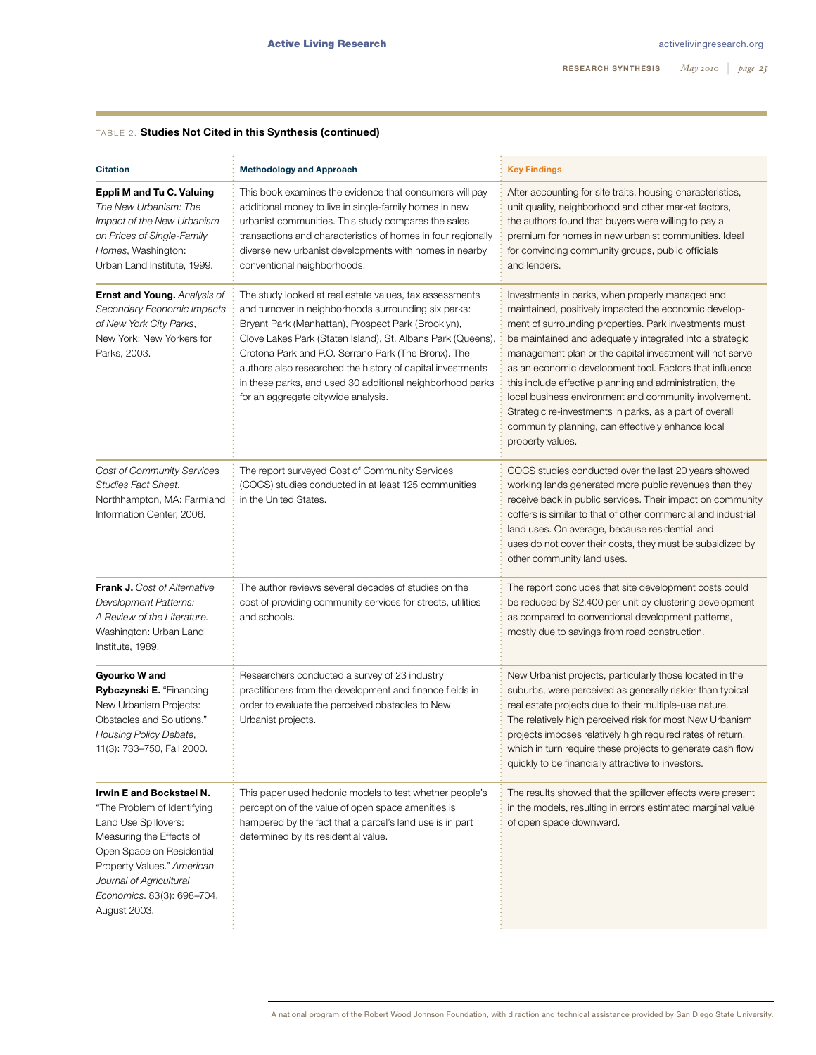TABLE 2. **Studies Not Cited in this Synthesis (continued)**

| Citation | Methodology and Approach | Key Findings |
|---|---|---|
| **Eppli M and Tu C. Valuing** *The New Urbanism: The Impact of the New Urbanism on Prices of Single-Family Homes*, Washington: Urban Land Institute, 1999. | This book examines the evidence that consumers will pay additional money to live in single-family homes in new urbanist communities. This study compares the sales transactions and characteristics of homes in four regionally diverse new urbanist developments with homes in nearby conventional neighborhoods. | After accounting for site traits, housing characteristics, unit quality, neighborhood and other market factors, the authors found that buyers were willing to pay a premium for homes in new urbanist communities. Ideal for convincing community groups, public officials and lenders. |
| **Ernst and Young.** *Analysis of Secondary Economic Impacts of New York City Parks*, New York: New Yorkers for Parks, 2003. | The study looked at real estate values, tax assessments and turnover in neighborhoods surrounding six parks: Bryant Park (Manhattan), Prospect Park (Brooklyn), Clove Lakes Park (Staten Island), St. Albans Park (Queens), Crotona Park and P.O. Serrano Park (The Bronx). The authors also researched the history of capital investments in these parks, and used 30 additional neighborhood parks for an aggregate citywide analysis. | Investments in parks, when properly managed and maintained, positively impacted the economic development of surrounding properties. Park investments must be maintained and adequately integrated into a strategic management plan or the capital investment will not serve as an economic development tool. Factors that influence this include effective planning and administration, the local business environment and community involvement. Strategic re-investments in parks, as a part of overall community planning, can effectively enhance local property values. |
| *Cost of Community Services Studies Fact Sheet*. Northhampton, MA: Farmland Information Center, 2006. | The report surveyed Cost of Community Services (COCS) studies conducted in at least 125 communities in the United States. | COCS studies conducted over the last 20 years showed working lands generated more public revenues than they receive back in public services. Their impact on community coffers is similar to that of other commercial and industrial land uses. On average, because residential land uses do not cover their costs, they must be subsidized by other community land uses. |
| **Frank J.** *Cost of Alternative Development Patterns: A Review of the Literature.* Washington: Urban Land Institute, 1989. | The author reviews several decades of studies on the cost of providing community services for streets, utilities and schools. | The report concludes that site development costs could be reduced by $2,400 per unit by clustering development as compared to conventional development patterns, mostly due to savings from road construction. |
| **Gyourko W and Rybczynski E.** "Financing New Urbanism Projects: Obstacles and Solutions." *Housing Policy Debate*, 11(3): 733–750, Fall 2000. | Researchers conducted a survey of 23 industry practitioners from the development and finance fields in order to evaluate the perceived obstacles to New Urbanist projects. | New Urbanist projects, particularly those located in the suburbs, were perceived as generally riskier than typical real estate projects due to their multiple-use nature. The relatively high perceived risk for most New Urbanism projects imposes relatively high required rates of return, which in turn require these projects to generate cash flow quickly to be financially attractive to investors. |
| **Irwin E and Bockstael N.** "The Problem of Identifying Land Use Spillovers: Measuring the Effects of Open Space on Residential Property Values." *American Journal of Agricultural Economics*. 83(3): 698–704, August 2003. | This paper used hedonic models to test whether people's perception of the value of open space amenities is hampered by the fact that a parcel's land use is in part determined by its residential value. | The results showed that the spillover effects were present in the models, resulting in errors estimated marginal value of open space downward. |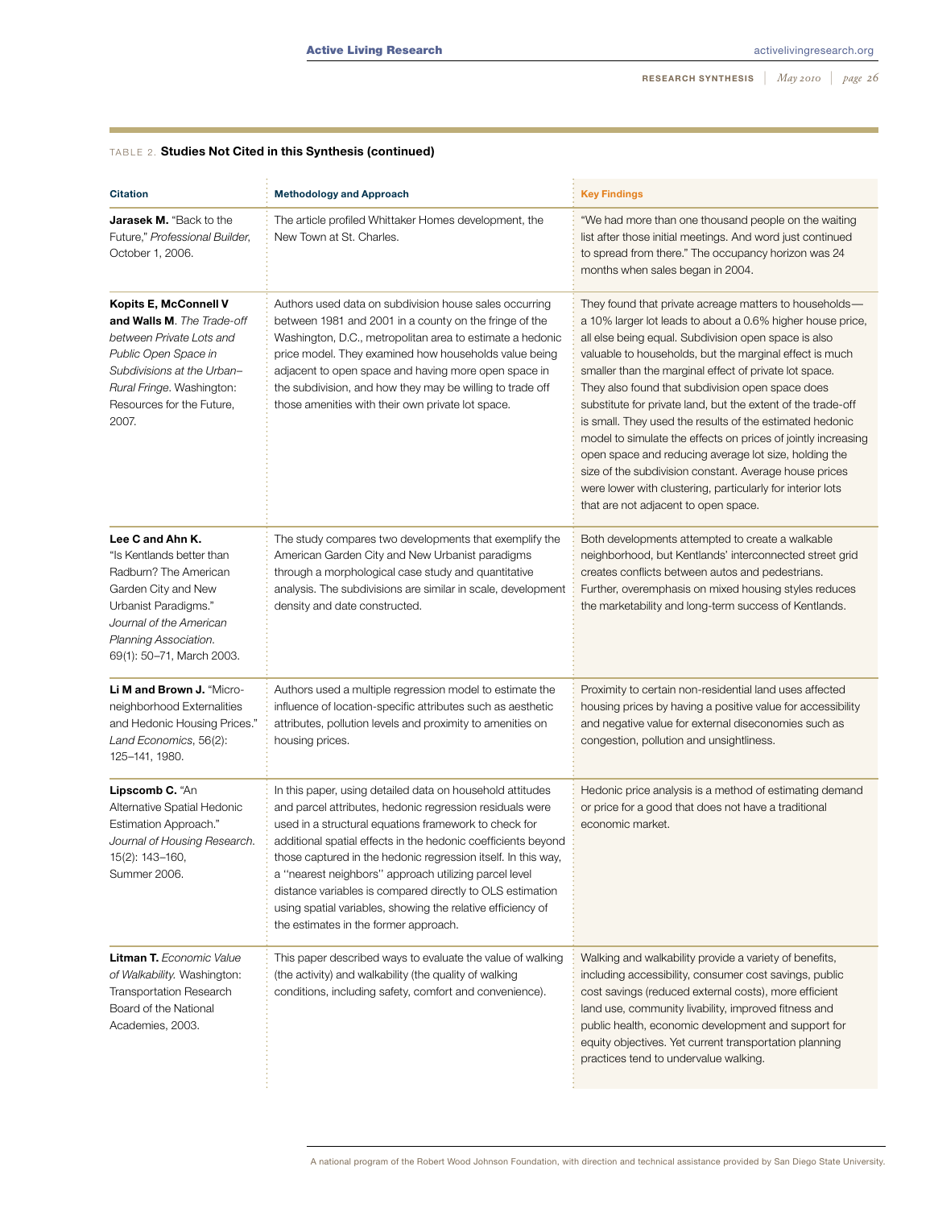TABLE 2. **Studies Not Cited in this Synthesis (continued)**

| Citation | Methodology and Approach | Key Findings |
|---|---|---|
| **Jarasek M.** "Back to the Future," *Professional Builder*, October 1, 2006. | The article profiled Whittaker Homes development, the New Town at St. Charles. | "We had more than one thousand people on the waiting list after those initial meetings. And word just continued to spread from there." The occupancy horizon was 24 months when sales began in 2004. |
| **Kopits E, McConnell V and Walls M**. *The Trade-off between Private Lots and Public Open Space in Subdivisions at the Urban–Rural Fringe*. Washington: Resources for the Future, 2007. | Authors used data on subdivision house sales occurring between 1981 and 2001 in a county on the fringe of the Washington, D.C., metropolitan area to estimate a hedonic price model. They examined how households value being adjacent to open space and having more open space in the subdivision, and how they may be willing to trade off those amenities with their own private lot space. | They found that private acreage matters to households—a 10% larger lot leads to about a 0.6% higher house price, all else being equal. Subdivision open space is also valuable to households, but the marginal effect is much smaller than the marginal effect of private lot space. They also found that subdivision open space does substitute for private land, but the extent of the trade-off is small. They used the results of the estimated hedonic model to simulate the effects on prices of jointly increasing open space and reducing average lot size, holding the size of the subdivision constant. Average house prices were lower with clustering, particularly for interior lots that are not adjacent to open space. |
| **Lee C and Ahn K.** "Is Kentlands better than Radburn? The American Garden City and New Urbanist Paradigms." *Journal of the American Planning Association*. 69(1): 50–71, March 2003. | The study compares two developments that exemplify the American Garden City and New Urbanist paradigms through a morphological case study and quantitative analysis. The subdivisions are similar in scale, development density and date constructed. | Both developments attempted to create a walkable neighborhood, but Kentlands' interconnected street grid creates conflicts between autos and pedestrians. Further, overemphasis on mixed housing styles reduces the marketability and long-term success of Kentlands. |
| **Li M and Brown J.** "Micro-neighborhood Externalities and Hedonic Housing Prices." *Land Economics*, 56(2): 125–141, 1980. | Authors used a multiple regression model to estimate the influence of location-specific attributes such as aesthetic attributes, pollution levels and proximity to amenities on housing prices. | Proximity to certain non-residential land uses affected housing prices by having a positive value for accessibility and negative value for external diseconomies such as congestion, pollution and unsightliness. |
| **Lipscomb C.** "An Alternative Spatial Hedonic Estimation Approach." *Journal of Housing Research*. 15(2): 143–160, Summer 2006. | In this paper, using detailed data on household attitudes and parcel attributes, hedonic regression residuals were used in a structural equations framework to check for additional spatial effects in the hedonic coefficients beyond those captured in the hedonic regression itself. In this way, a "nearest neighbors" approach utilizing parcel level distance variables is compared directly to OLS estimation using spatial variables, showing the relative efficiency of the estimates in the former approach. | Hedonic price analysis is a method of estimating demand or price for a good that does not have a traditional economic market. |
| **Litman T.** *Economic Value of Walkability*. Washington: Transportation Research Board of the National Academies, 2003. | This paper described ways to evaluate the value of walking (the activity) and walkability (the quality of walking conditions, including safety, comfort and convenience). | Walking and walkability provide a variety of benefits, including accessibility, consumer cost savings, public cost savings (reduced external costs), more efficient land use, community livability, improved fitness and public health, economic development and support for equity objectives. Yet current transportation planning practices tend to undervalue walking. |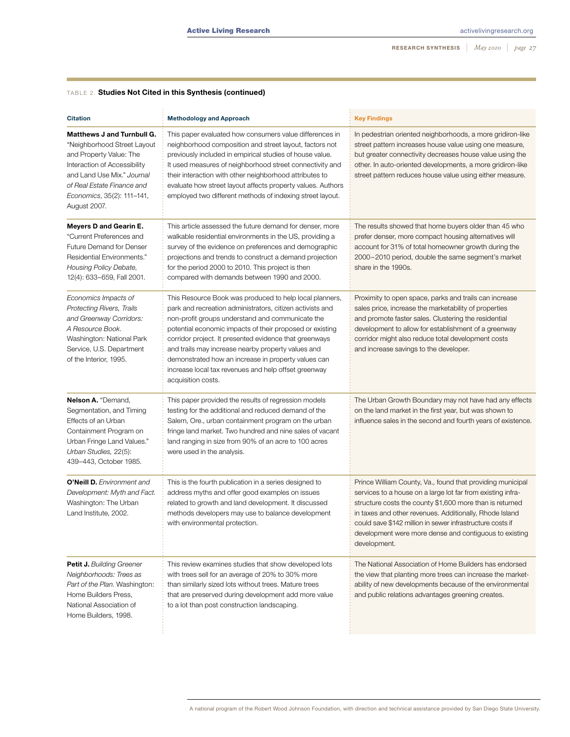TABLE 2. **Studies Not Cited in this Synthesis (continued)**

| Citation | Methodology and Approach | Key Findings |
| --- | --- | --- |
| **Matthews J and Turnbull G.** "Neighborhood Street Layout and Property Value: The Interaction of Accessibility and Land Use Mix." *Journal of Real Estate Finance and Economics*, 35(2): 111–141, August 2007. | This paper evaluated how consumers value differences in neighborhood composition and street layout, factors not previously included in empirical studies of house value. It used measures of neighborhood street connectivity and their interaction with other neighborhood attributes to evaluate how street layout affects property values. Authors employed two different methods of indexing street layout. | In pedestrian oriented neighborhoods, a more gridiron-like street pattern increases house value using one measure, but greater connectivity decreases house value using the other. In auto-oriented developments, a more gridiron-like street pattern reduces house value using either measure. |
| **Meyers D and Gearin E.** "Current Preferences and Future Demand for Denser Residential Environments." *Housing Policy Debate*, 12(4): 633–659, Fall 2001. | This article assessed the future demand for denser, more walkable residential environments in the US, providing a survey of the evidence on preferences and demographic projections and trends to construct a demand projection for the period 2000 to 2010. This project is then compared with demands between 1990 and 2000. | The results showed that home buyers older than 45 who prefer denser, more compact housing alternatives will account for 31% of total homeowner growth during the 2000–2010 period, double the same segment's market share in the 1990s. |
| *Economics Impacts of Protecting Rivers, Trails and Greenway Corridors: A Resource Book*. Washington: National Park Service, U.S. Department of the Interior, 1995. | This Resource Book was produced to help local planners, park and recreation administrators, citizen activists and non-profit groups understand and communicate the potential economic impacts of their proposed or existing corridor project. It presented evidence that greenways and trails may increase nearby property values and demonstrated how an increase in property values can increase local tax revenues and help offset greenway acquisition costs. | Proximity to open space, parks and trails can increase sales price, increase the marketability of properties and promote faster sales. Clustering the residential development to allow for establishment of a greenway corridor might also reduce total development costs and increase savings to the developer. |
| **Nelson A.** "Demand, Segmentation, and Timing Effects of an Urban Containment Program on Urban Fringe Land Values." *Urban Studies*, 22(5): 439–443, October 1985. | This paper provided the results of regression models testing for the additional and reduced demand of the Salem, Ore., urban containment program on the urban fringe land market. Two hundred and nine sales of vacant land ranging in size from 90% of an acre to 100 acres were used in the analysis. | The Urban Growth Boundary may not have had any effects on the land market in the first year, but was shown to influence sales in the second and fourth years of existence. |
| **O'Neill D.** *Environment and Development: Myth and Fact.* Washington: The Urban Land Institute, 2002. | This is the fourth publication in a series designed to address myths and offer good examples on issues related to growth and land development. It discussed methods developers may use to balance development with environmental protection. | Prince William County, Va., found that providing municipal services to a house on a large lot far from existing infrastructure costs the county $1,600 more than is returned in taxes and other revenues. Additionally, Rhode Island could save $142 million in sewer infrastructure costs if development were more dense and contiguous to existing development. |
| **Petit J.** *Building Greener Neighborhoods: Trees as Part of the Plan.* Washington: Home Builders Press, National Association of Home Builders, 1998. | This review examines studies that show developed lots with trees sell for an average of 20% to 30% more than similarly sized lots without trees. Mature trees that are preserved during development add more value to a lot than post construction landscaping. | The National Association of Home Builders has endorsed the view that planting more trees can increase the marketability of new developments because of the environmental and public relations advantages greening creates. |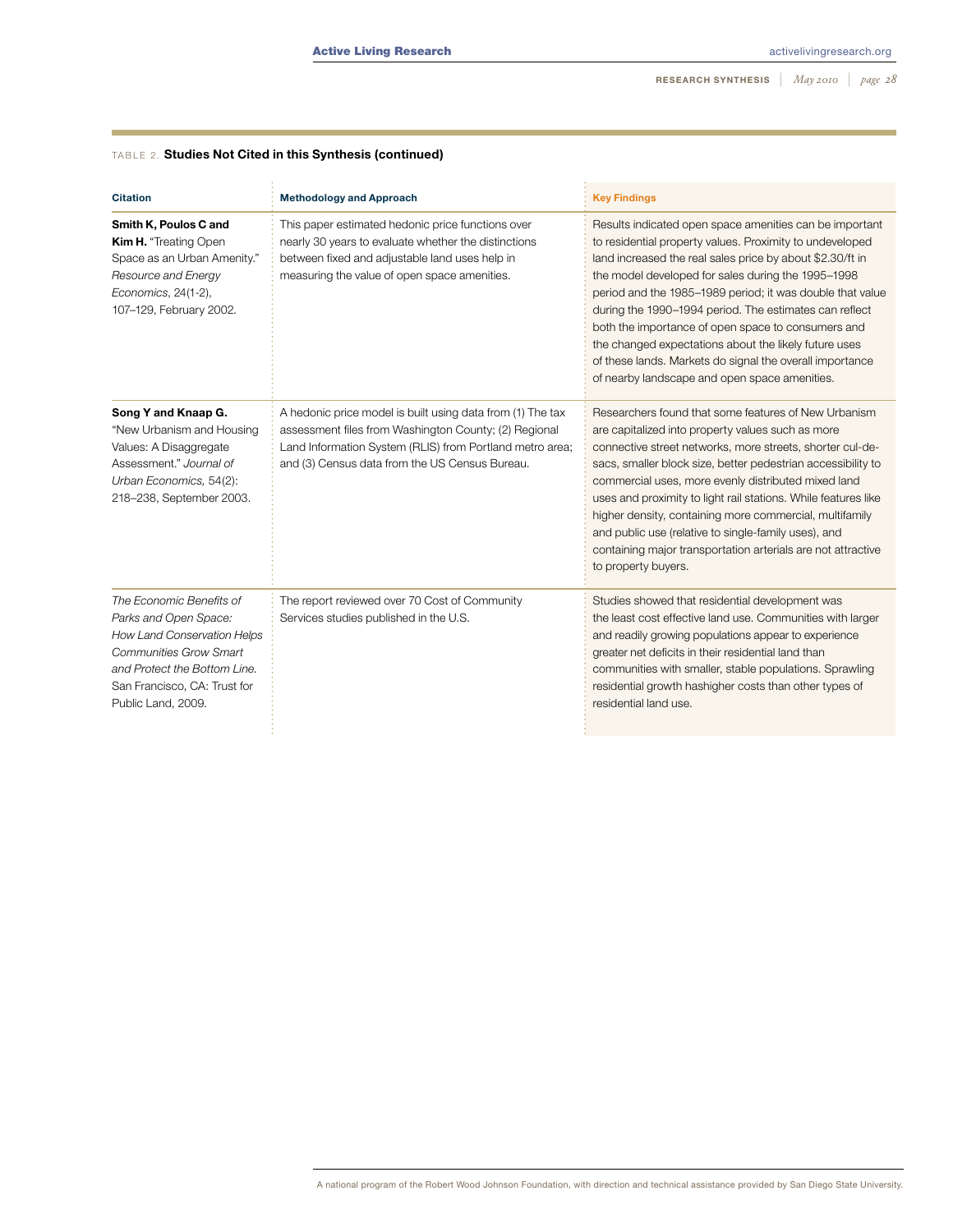TABLE 2. **Studies Not Cited in this Synthesis (continued)**

| Citation | Methodology and Approach | Key Findings |
|---|---|---|
| **Smith K, Poulos C and Kim H.** "Treating Open Space as an Urban Amenity." *Resource and Energy Economics*, 24(1-2), 107–129, February 2002. | This paper estimated hedonic price functions over nearly 30 years to evaluate whether the distinctions between fixed and adjustable land uses help in measuring the value of open space amenities. | Results indicated open space amenities can be important to residential property values. Proximity to undeveloped land increased the real sales price by about $2.30/ft in the model developed for sales during the 1995–1998 period and the 1985–1989 period; it was double that value during the 1990–1994 period. The estimates can reflect both the importance of open space to consumers and the changed expectations about the likely future uses of these lands. Markets do signal the overall importance of nearby landscape and open space amenities. |
| **Song Y and Knaap G.** "New Urbanism and Housing Values: A Disaggregate Assessment." *Journal of Urban Economics,* 54(2): 218–238, September 2003. | A hedonic price model is built using data from (1) The tax assessment files from Washington County; (2) Regional Land Information System (RLIS) from Portland metro area; and (3) Census data from the US Census Bureau. | Researchers found that some features of New Urbanism are capitalized into property values such as more connective street networks, more streets, shorter cul-de-sacs, smaller block size, better pedestrian accessibility to commercial uses, more evenly distributed mixed land uses and proximity to light rail stations. While features like higher density, containing more commercial, multifamily and public use (relative to single-family uses), and containing major transportation arterials are not attractive to property buyers. |
| *The Economic Benefits of Parks and Open Space: How Land Conservation Helps Communities Grow Smart and Protect the Bottom Line.* San Francisco, CA: Trust for Public Land, 2009. | The report reviewed over 70 Cost of Community Services studies published in the U.S. | Studies showed that residential development was the least cost effective land use. Communities with larger and readily growing populations appear to experience greater net deficits in their residential land than communities with smaller, stable populations. Sprawling residential growth hashigher costs than other types of residential land use. |